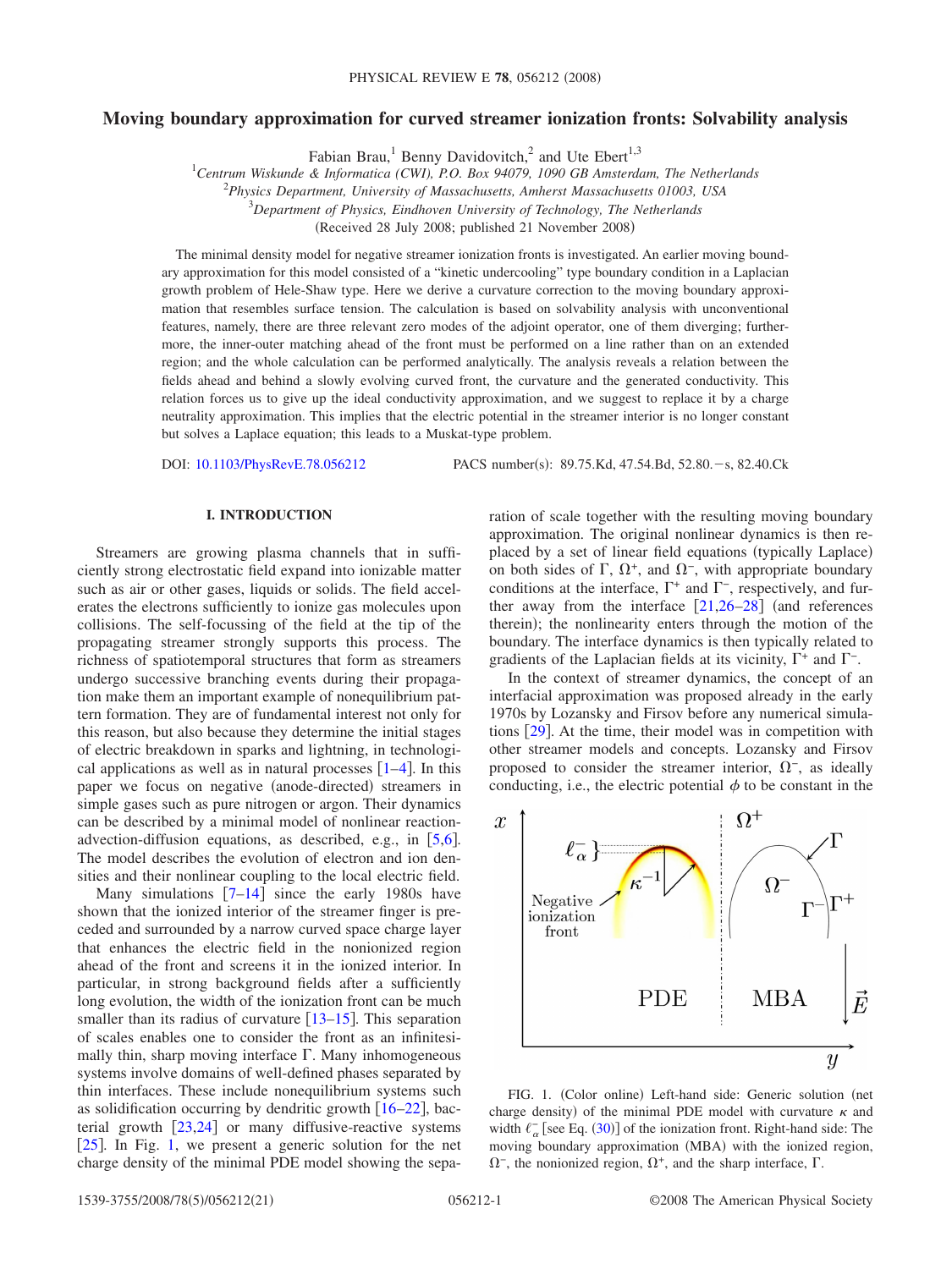# Moving boundary approximation for curved streamer ionization fronts: Solvability analysis

Fabian Brau,[1] Benny Davidovitch,[2] and Ute Ebert[1,3]

[1]Centrum Wiskunde & Informatica (CWI), P.O. Box 94079, 1090 GB Amsterdam, The Netherlands
[2]Physics Department, University of Massachusetts, Amherst Massachusetts 01003, USA
[3]Department of Physics, Eindhoven University of Technology, The Netherlands

(Received 28 July 2008; published 21 November 2008)

The minimal density model for negative streamer ionization fronts is investigated. An earlier moving boundary approximation for this model consisted of a "kinetic undercooling" type boundary condition in a Laplacian growth problem of Hele-Shaw type. Here we derive a curvature correction to the moving boundary approximation that resembles surface tension. The calculation is based on solvability analysis with unconventional features, namely, there are three relevant zero modes of the adjoint operator, one of them diverging; furthermore, the inner-outer matching ahead of the front must be performed on a line rather than on an extended region; and the whole calculation can be performed analytically. The analysis reveals a relation between the fields ahead and behind a slowly evolving curved front, the curvature and the generated conductivity. This relation forces us to give up the ideal conductivity approximation, and we suggest to replace it by a charge neutrality approximation. This implies that the electric potential in the streamer interior is no longer constant but solves a Laplace equation; this leads to a Muskat-type problem.

DOI: 10.1103/PhysRevE.78.056212 PACS number(s): 89.75.Kd, 47.54.Bd, 52.80.−s, 82.40.Ck

## I. INTRODUCTION

Streamers are growing plasma channels that in sufficiently strong electrostatic field expand into ionizable matter such as air or other gases, liquids or solids. The field accelerates the electrons sufficiently to ionize gas molecules upon collisions. The self-focussing of the field at the tip of the propagating streamer strongly supports this process. The richness of spatiotemporal structures that form as streamers undergo successive branching events during their propagation make them an important example of nonequilibrium pattern formation. They are of fundamental interest not only for this reason, but also because they determine the initial stages of electric breakdown in sparks and lightning, in technological applications as well as in natural processes [1–4]. In this paper we focus on negative (anode-directed) streamers in simple gases such as pure nitrogen or argon. Their dynamics can be described by a minimal model of nonlinear reaction-advection-diffusion equations, as described, e.g., in [5,6]. The model describes the evolution of electron and ion densities and their nonlinear coupling to the local electric field.

Many simulations [7–14] since the early 1980s have shown that the ionized interior of the streamer finger is preceded and surrounded by a narrow curved space charge layer that enhances the electric field in the nonionized region ahead of the front and screens it in the ionized interior. In particular, in strong background fields after a sufficiently long evolution, the width of the ionization front can be much smaller than its radius of curvature [13–15]. This separation of scales enables one to consider the front as an infinitesimally thin, sharp moving interface $\Gamma$. Many inhomogeneous systems involve domains of well-defined phases separated by thin interfaces. These include nonequilibrium systems such as solidification occurring by dendritic growth [16–22], bacterial growth [23,24] or many diffusive-reactive systems [25]. In Fig. 1, we present a generic solution for the net charge density of the minimal PDE model showing the separation of scale together with the resulting moving boundary approximation. The original nonlinear dynamics is then replaced by a set of linear field equations (typically Laplace) on both sides of $\Gamma$, $\Omega^+$, and $\Omega^-$, with appropriate boundary conditions at the interface, $\Gamma^+$ and $\Gamma^-$, respectively, and further away from the interface [21,26–28] (and references therein); the nonlinearity enters through the motion of the boundary. The interface dynamics is then typically related to gradients of the Laplacian fields at its vicinity, $\Gamma^+$ and $\Gamma^-$.

In the context of streamer dynamics, the concept of an interfacial approximation was proposed already in the early 1970s by Lozansky and Firsov before any numerical simulations [29]. At the time, their model was in competition with other streamer models and concepts. Lozansky and Firsov proposed to consider the streamer interior, $\Omega^-$, as ideally conducting, i.e., the electric potential $\phi$ to be constant in the

FIG. 1. (Color online) Left-hand side: Generic solution (net charge density) of the minimal PDE model with curvature $\kappa$ and width $\ell_\alpha^-$ [see Eq. (30)] of the ionization front. Right-hand side: The moving boundary approximation (MBA) with the ionized region, $\Omega^-$, the nonionized region, $\Omega^+$, and the sharp interface, $\Gamma$.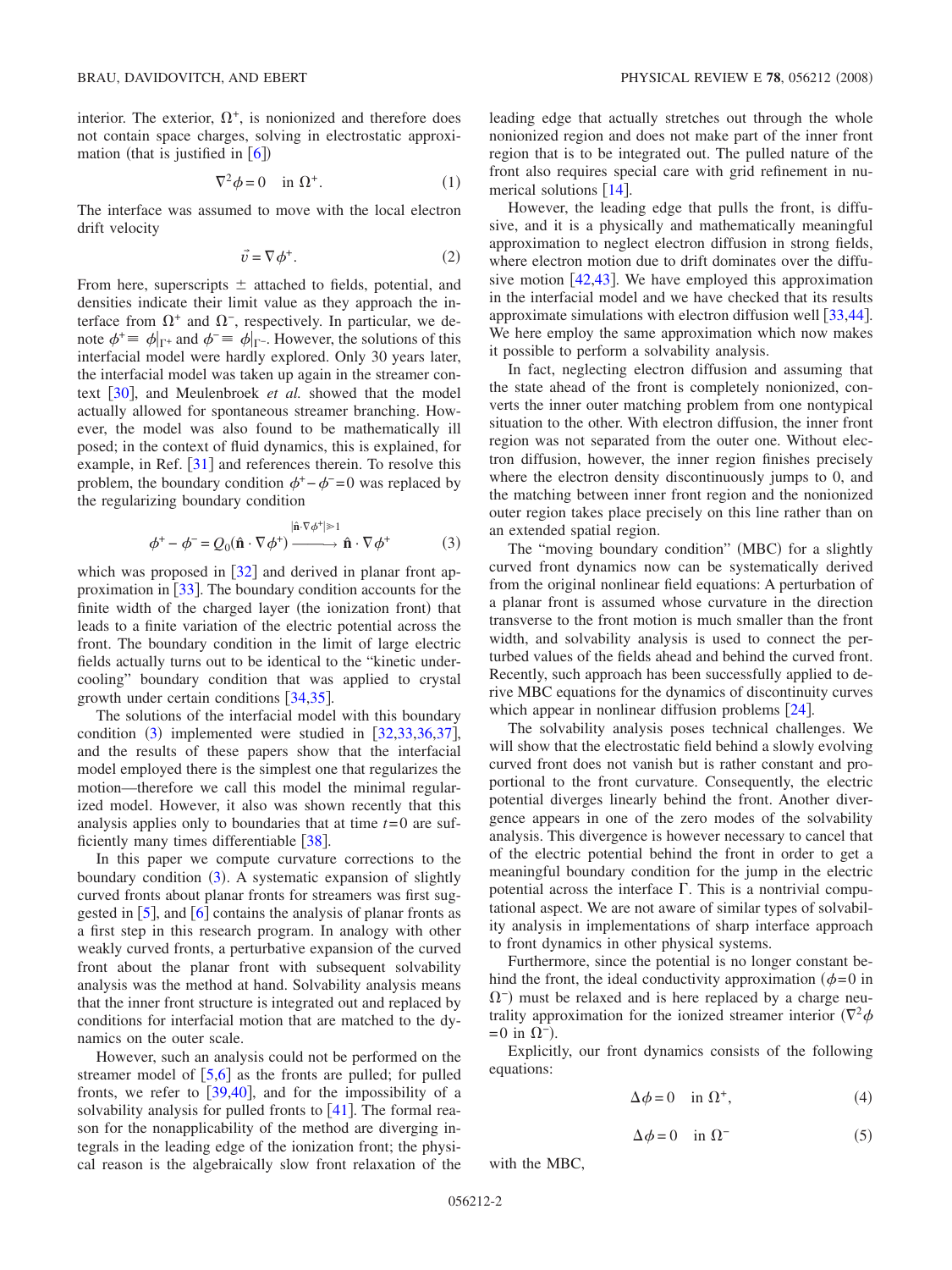interior. The exterior, $\Omega^+$, is nonionized and therefore does not contain space charges, solving in electrostatic approximation (that is justified in [6])

$$\nabla^2\phi = 0 \quad \text{in } \Omega^+. \tag{1}$$

The interface was assumed to move with the local electron drift velocity

$$\vec{v} = \nabla\phi^+. \tag{2}$$

From here, superscripts $\pm$ attached to fields, potential, and densities indicate their limit value as they approach the interface from $\Omega^+$ and $\Omega^-$, respectively. In particular, we denote $\phi^+ \equiv \phi|_{\Gamma^+}$ and $\phi^- \equiv \phi|_{\Gamma^-}$. However, the solutions of this interfacial model were hardly explored. Only 30 years later, the interfacial model was taken up again in the streamer context [30], and Meulenbroek *et al.* showed that the model actually allowed for spontaneous streamer branching. However, the model was also found to be mathematically ill posed; in the context of fluid dynamics, this is explained, for example, in Ref. [31] and references therein. To resolve this problem, the boundary condition $\phi^+ - \phi^- = 0$ was replaced by the regularizing boundary condition

$$\phi^+ - \phi^- = Q_0(\hat{\mathbf{n}} \cdot \nabla\phi^+) \xrightarrow{|\hat{\mathbf{n}}\cdot\nabla\phi^+| \gg 1} \hat{\mathbf{n}} \cdot \nabla\phi^+ \tag{3}$$

which was proposed in [32] and derived in planar front approximation in [33]. The boundary condition accounts for the finite width of the charged layer (the ionization front) that leads to a finite variation of the electric potential across the front. The boundary condition in the limit of large electric fields actually turns out to be identical to the "kinetic undercooling" boundary condition that was applied to crystal growth under certain conditions [34,35].

The solutions of the interfacial model with this boundary condition (3) implemented were studied in [32,33,36,37], and the results of these papers show that the interfacial model employed there is the simplest one that regularizes the motion—therefore we call this model the minimal regularized model. However, it also was shown recently that this analysis applies only to boundaries that at time $t=0$ are sufficiently many times differentiable [38].

In this paper we compute curvature corrections to the boundary condition (3). A systematic expansion of slightly curved fronts about planar fronts for streamers was first suggested in [5], and [6] contains the analysis of planar fronts as a first step in this research program. In analogy with other weakly curved fronts, a perturbative expansion of the curved front about the planar front with subsequent solvability analysis was the method at hand. Solvability analysis means that the inner front structure is integrated out and replaced by conditions for interfacial motion that are matched to the dynamics on the outer scale.

However, such an analysis could not be performed on the streamer model of [5,6] as the fronts are pulled; for pulled fronts, we refer to [39,40], and for the impossibility of a solvability analysis for pulled fronts to [41]. The formal reason for the nonapplicability of the method are diverging integrals in the leading edge of the ionization front; the physical reason is the algebraically slow front relaxation of the leading edge that actually stretches out through the whole nonionized region and does not make part of the inner front region that is to be integrated out. The pulled nature of the front also requires special care with grid refinement in numerical solutions [14].

However, the leading edge that pulls the front, is diffusive, and it is a physically and mathematically meaningful approximation to neglect electron diffusion in strong fields, where electron motion due to drift dominates over the diffusive motion [42,43]. We have employed this approximation in the interfacial model and we have checked that its results approximate simulations with electron diffusion well [33,44]. We here employ the same approximation which now makes it possible to perform a solvability analysis.

In fact, neglecting electron diffusion and assuming that the state ahead of the front is completely nonionized, converts the inner outer matching problem from one nontypical situation to the other. With electron diffusion, the inner front region was not separated from the outer one. Without electron diffusion, however, the inner region finishes precisely where the electron density discontinuously jumps to 0, and the matching between inner front region and the nonionized outer region takes place precisely on this line rather than on an extended spatial region.

The "moving boundary condition" (MBC) for a slightly curved front dynamics now can be systematically derived from the original nonlinear field equations: A perturbation of a planar front is assumed whose curvature in the direction transverse to the front motion is much smaller than the front width, and solvability analysis is used to connect the perturbed values of the fields ahead and behind the curved front. Recently, such approach has been successfully applied to derive MBC equations for the dynamics of discontinuity curves which appear in nonlinear diffusion problems [24].

The solvability analysis poses technical challenges. We will show that the electrostatic field behind a slowly evolving curved front does not vanish but is rather constant and proportional to the front curvature. Consequently, the electric potential diverges linearly behind the front. Another divergence appears in one of the zero modes of the solvability analysis. This divergence is however necessary to cancel that of the electric potential behind the front in order to get a meaningful boundary condition for the jump in the electric potential across the interface $\Gamma$. This is a nontrivial computational aspect. We are not aware of similar types of solvability analysis in implementations of sharp interface approach to front dynamics in other physical systems.

Furthermore, since the potential is no longer constant behind the front, the ideal conductivity approximation ($\phi=0$ in $\Omega^-$) must be relaxed and is here replaced by a charge neutrality approximation for the ionized streamer interior ($\nabla^2\phi = 0$ in $\Omega^-$).

Explicitly, our front dynamics consists of the following equations:

$$\Delta\phi = 0 \quad \text{in } \Omega^+, \tag{4}$$

$$\Delta\phi = 0 \quad \text{in } \Omega^- \tag{5}$$

with the MBC,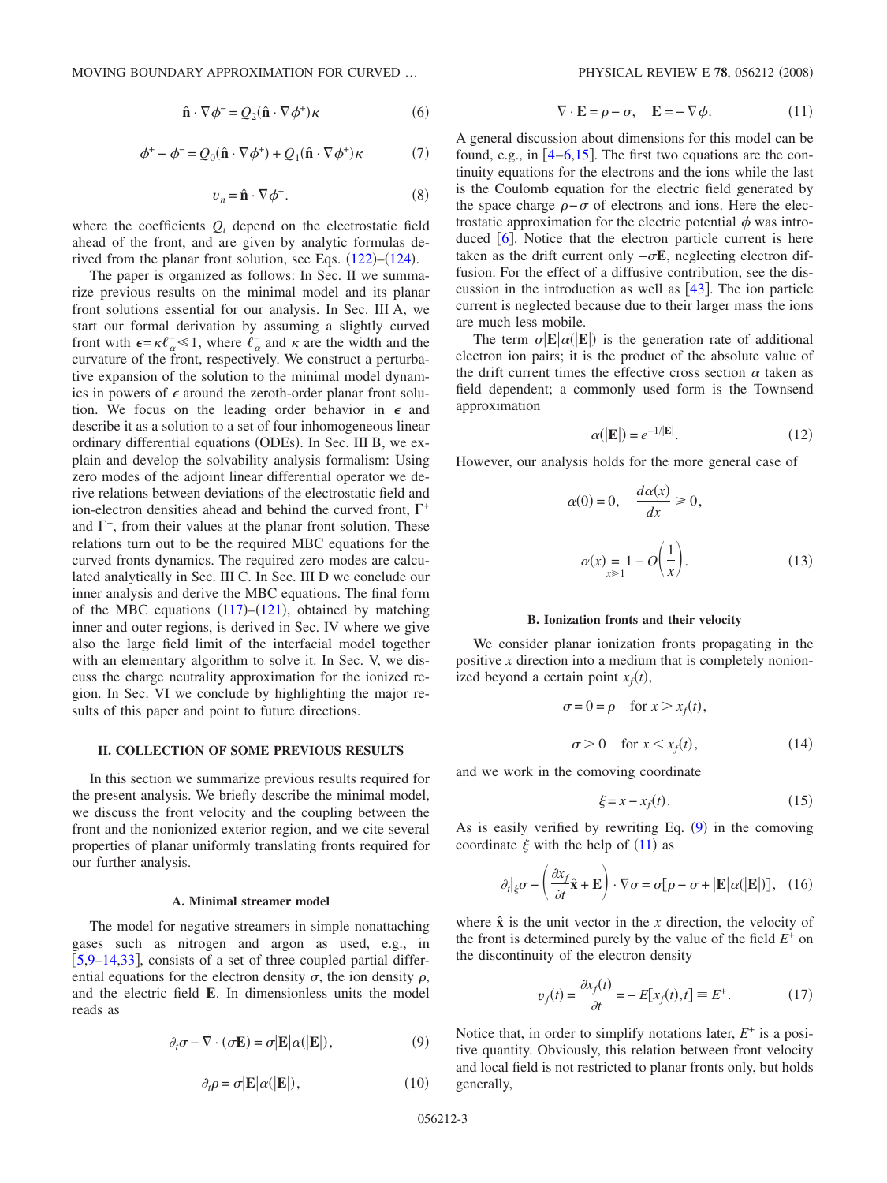$$\hat{\mathbf{n}} \cdot \nabla \phi^- = Q_2(\hat{\mathbf{n}} \cdot \nabla \phi^+)\kappa \tag{6}$$

$$\phi^+ - \phi^- = Q_0(\hat{\mathbf{n}} \cdot \nabla \phi^+) + Q_1(\hat{\mathbf{n}} \cdot \nabla \phi^+)\kappa \tag{7}$$

$$v_n = \hat{\mathbf{n}} \cdot \nabla \phi^+. \tag{8}$$

where the coefficients $Q_i$ depend on the electrostatic field ahead of the front, and are given by analytic formulas derived from the planar front solution, see Eqs. (122)–(124).

The paper is organized as follows: In Sec. II we summarize previous results on the minimal model and its planar front solutions essential for our analysis. In Sec. III A, we start our formal derivation by assuming a slightly curved front with $\epsilon = \kappa \ell_\alpha^- \ll 1$, where $\ell_\alpha^-$ and $\kappa$ are the width and the curvature of the front, respectively. We construct a perturbative expansion of the solution to the minimal model dynamics in powers of $\epsilon$ around the zeroth-order planar front solution. We focus on the leading order behavior in $\epsilon$ and describe it as a solution to a set of four inhomogeneous linear ordinary differential equations (ODEs). In Sec. III B, we explain and develop the solvability analysis formalism: Using zero modes of the adjoint linear differential operator we derive relations between deviations of the electrostatic field and ion-electron densities ahead and behind the curved front, $\Gamma^+$ and $\Gamma^-$, from their values at the planar front solution. These relations turn out to be the required MBC equations for the curved fronts dynamics. The required zero modes are calculated analytically in Sec. III C. In Sec. III D we conclude our inner analysis and derive the MBC equations. The final form of the MBC equations (117)–(121), obtained by matching inner and outer regions, is derived in Sec. IV where we give also the large field limit of the interfacial model together with an elementary algorithm to solve it. In Sec. V, we discuss the charge neutrality approximation for the ionized region. In Sec. VI we conclude by highlighting the major results of this paper and point to future directions.

## II. COLLECTION OF SOME PREVIOUS RESULTS

In this section we summarize previous results required for the present analysis. We briefly describe the minimal model, we discuss the front velocity and the coupling between the front and the nonionized exterior region, and we cite several properties of planar uniformly translating fronts required for our further analysis.

### A. Minimal streamer model

The model for negative streamers in simple nonattaching gases such as nitrogen and argon as used, e.g., in [5,9–14,33], consists of a set of three coupled partial differential equations for the electron density $\sigma$, the ion density $\rho$, and the electric field $\mathbf{E}$. In dimensionless units the model reads as

$$\partial_t \sigma - \nabla \cdot (\sigma \mathbf{E}) = \sigma |\mathbf{E}| \alpha(|\mathbf{E}|), \tag{9}$$

$$\partial_t \rho = \sigma |\mathbf{E}| \alpha(|\mathbf{E}|), \tag{10}$$

$$\nabla \cdot \mathbf{E} = \rho - \sigma, \quad \mathbf{E} = -\nabla \phi. \tag{11}$$

A general discussion about dimensions for this model can be found, e.g., in [4–6,15]. The first two equations are the continuity equations for the electrons and the ions while the last is the Coulomb equation for the electric field generated by the space charge $\rho - \sigma$ of electrons and ions. Here the electrostatic approximation for the electric potential $\phi$ was introduced [6]. Notice that the electron particle current is here taken as the drift current only $-\sigma \mathbf{E}$, neglecting electron diffusion. For the effect of a diffusive contribution, see the discussion in the introduction as well as [43]. The ion particle current is neglected because due to their larger mass the ions are much less mobile.

The term $\sigma |\mathbf{E}| \alpha(|\mathbf{E}|)$ is the generation rate of additional electron ion pairs; it is the product of the absolute value of the drift current times the effective cross section $\alpha$ taken as field dependent; a commonly used form is the Townsend approximation

$$\alpha(|\mathbf{E}|) = e^{-1/|\mathbf{E}|}. \tag{12}$$

However, our analysis holds for the more general case of

$$\alpha(0) = 0, \quad \frac{d\alpha(x)}{dx} \geq 0,$$

$$\alpha(x) \underset{x \gg 1}{=} 1 - O\left(\frac{1}{x}\right). \tag{13}$$

### B. Ionization fronts and their velocity

We consider planar ionization fronts propagating in the positive $x$ direction into a medium that is completely nonionized beyond a certain point $x_f(t)$,

$$\sigma = 0 = \rho \quad \text{for } x > x_f(t),$$

$$\sigma > 0 \quad \text{for } x < x_f(t), \tag{14}$$

and we work in the comoving coordinate

$$\xi = x - x_f(t). \tag{15}$$

As is easily verified by rewriting Eq. (9) in the comoving coordinate $\xi$ with the help of (11) as

$$\partial_t|_\xi \sigma - \left(\frac{\partial x_f}{\partial t}\hat{\mathbf{x}} + \mathbf{E}\right) \cdot \nabla \sigma = \sigma[\rho - \sigma + |\mathbf{E}|\alpha(|\mathbf{E}|)], \tag{16}$$

where $\hat{\mathbf{x}}$ is the unit vector in the $x$ direction, the velocity of the front is determined purely by the value of the field $E^+$ on the discontinuity of the electron density

$$v_f(t) = \frac{\partial x_f(t)}{\partial t} = -E[x_f(t), t] \equiv E^+. \tag{17}$$

Notice that, in order to simplify notations later, $E^+$ is a positive quantity. Obviously, this relation between front velocity and local field is not restricted to planar fronts only, but holds generally,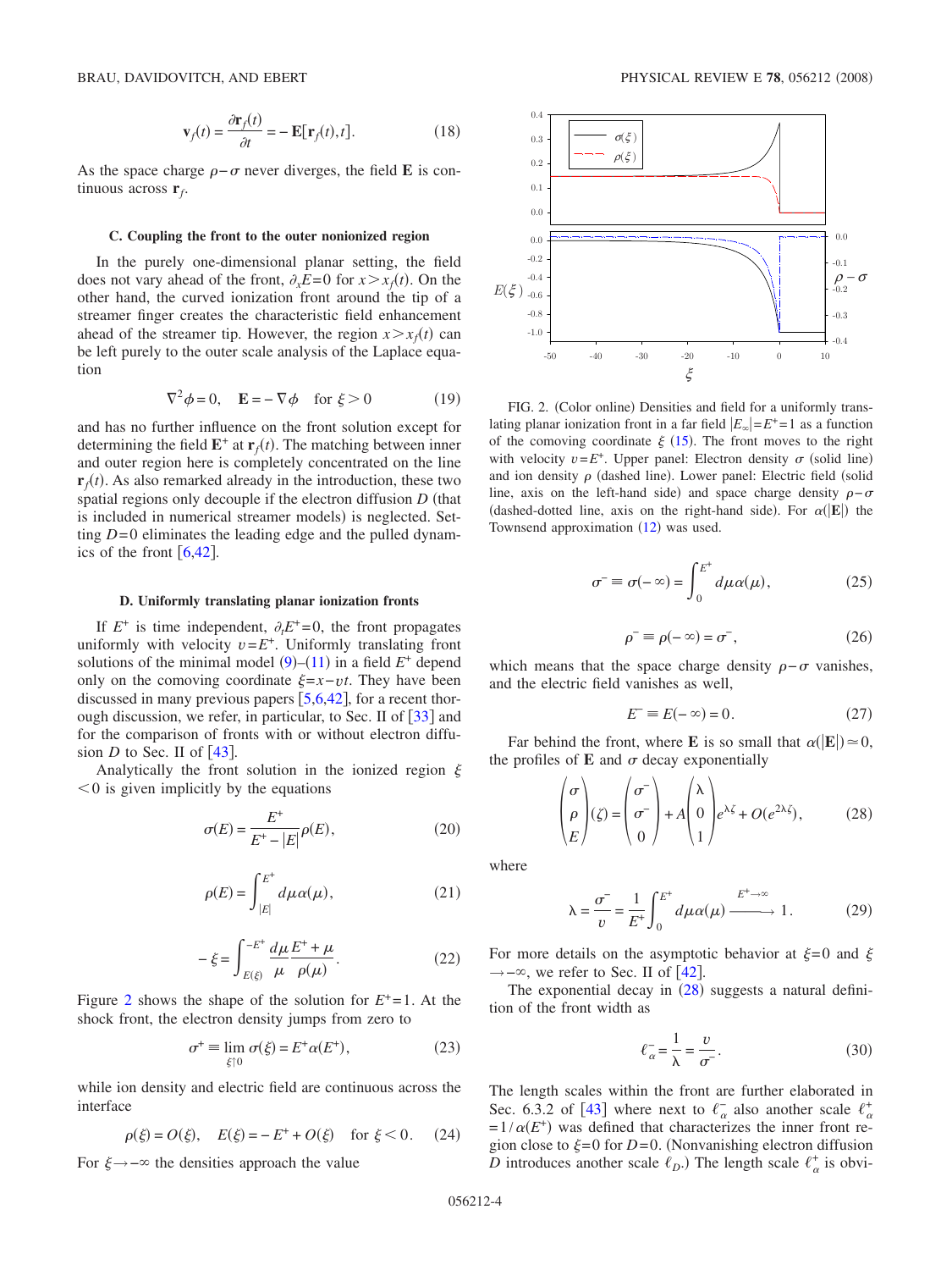$$\mathbf{v}_f(t) = \frac{\partial \mathbf{r}_f(t)}{\partial t} = -\mathbf{E}[\mathbf{r}_f(t),t]. \tag{18}$$

As the space charge $\rho-\sigma$ never diverges, the field $\mathbf{E}$ is continuous across $\mathbf{r}_f$.

### C. Coupling the front to the outer nonionized region

In the purely one-dimensional planar setting, the field does not vary ahead of the front, $\partial_x E=0$ for $x>x_f(t)$. On the other hand, the curved ionization front around the tip of a streamer finger creates the characteristic field enhancement ahead of the streamer tip. However, the region $x>x_f(t)$ can be left purely to the outer scale analysis of the Laplace equation

$$\nabla^2\phi = 0, \quad \mathbf{E} = -\nabla\phi \quad \text{for } \xi > 0 \tag{19}$$

and has no further influence on the front solution except for determining the field $\mathbf{E}^+$ at $\mathbf{r}_f(t)$. The matching between inner and outer region here is completely concentrated on the line $\mathbf{r}_f(t)$. As also remarked already in the introduction, these two spatial regions only decouple if the electron diffusion $D$ (that is included in numerical streamer models) is neglected. Setting $D=0$ eliminates the leading edge and the pulled dynamics of the front [6,42].

### D. Uniformly translating planar ionization fronts

If $E^+$ is time independent, $\partial_t E^+=0$, the front propagates uniformly with velocity $v=E^+$. Uniformly translating front solutions of the minimal model (9)–(11) in a field $E^+$ depend only on the comoving coordinate $\xi=x-vt$. They have been discussed in many previous papers [5,6,42], for a recent thorough discussion, we refer, in particular, to Sec. II of [33] and for the comparison of fronts with or without electron diffusion $D$ to Sec. II of [43].

Analytically the front solution in the ionized region $\xi<0$ is given implicitly by the equations

$$\sigma(E) = \frac{E^+}{E^+ - |E|}\rho(E), \tag{20}$$

$$\rho(E) = \int_{|E|}^{E^+} d\mu\,\alpha(\mu), \tag{21}$$

$$-\xi = \int_{E(\xi)}^{-E^+} \frac{d\mu}{\mu}\frac{E^+ + \mu}{\rho(\mu)}. \tag{22}$$

Figure 2 shows the shape of the solution for $E^+=1$. At the shock front, the electron density jumps from zero to

$$\sigma^+ \equiv \lim_{\xi\uparrow 0} \sigma(\xi) = E^+\alpha(E^+), \tag{23}$$

while ion density and electric field are continuous across the interface

$$\rho(\xi) = O(\xi), \quad E(\xi) = -E^+ + O(\xi) \quad \text{for } \xi < 0. \tag{24}$$

For $\xi\to-\infty$ the densities approach the value

FIG. 2. (Color online) Densities and field for a uniformly translating planar ionization front in a far field $|E_\infty|=E^+=1$ as a function of the comoving coordinate $\xi$ (15). The front moves to the right with velocity $v=E^+$. Upper panel: Electron density $\sigma$ (solid line) and ion density $\rho$ (dashed line). Lower panel: Electric field (solid line, axis on the left-hand side) and space charge density $\rho-\sigma$ (dashed-dotted line, axis on the right-hand side). For $\alpha(|\mathbf{E}|)$ the Townsend approximation (12) was used.

$$\sigma^- \equiv \sigma(-\infty) = \int_0^{E^+} d\mu\,\alpha(\mu), \tag{25}$$

$$\rho^- \equiv \rho(-\infty) = \sigma^-, \tag{26}$$

which means that the space charge density $\rho-\sigma$ vanishes, and the electric field vanishes as well,

$$E^- \equiv E(-\infty) = 0. \tag{27}$$

Far behind the front, where $\mathbf{E}$ is so small that $\alpha(|\mathbf{E}|)\simeq 0$, the profiles of $\mathbf{E}$ and $\sigma$ decay exponentially

$$\begin{pmatrix}\sigma\\ \rho\\ E\end{pmatrix}(\zeta) = \begin{pmatrix}\sigma^-\\ \sigma^-\\ 0\end{pmatrix} + A\begin{pmatrix}\lambda\\ 0\\ 1\end{pmatrix}e^{\lambda\zeta} + O(e^{2\lambda\zeta}), \tag{28}$$

where

$$\lambda = \frac{\sigma^-}{v} = \frac{1}{E^+}\int_0^{E^+} d\mu\,\alpha(\mu) \xrightarrow{E^+\to\infty} 1. \tag{29}$$

For more details on the asymptotic behavior at $\xi=0$ and $\xi\to-\infty$, we refer to Sec. II of [42].

The exponential decay in (28) suggests a natural definition of the front width as

$$\ell_\alpha^- = \frac{1}{\lambda} = \frac{v}{\sigma^-}. \tag{30}$$

The length scales within the front are further elaborated in Sec. 6.3.2 of [43] where next to $\ell_\alpha^-$ also another scale $\ell_\alpha^+ = 1/\alpha(E^+)$ was defined that characterizes the inner front region close to $\xi=0$ for $D=0$. (Nonvanishing electron diffusion $D$ introduces another scale $\ell_D$.) The length scale $\ell_\alpha^+$ is obvi-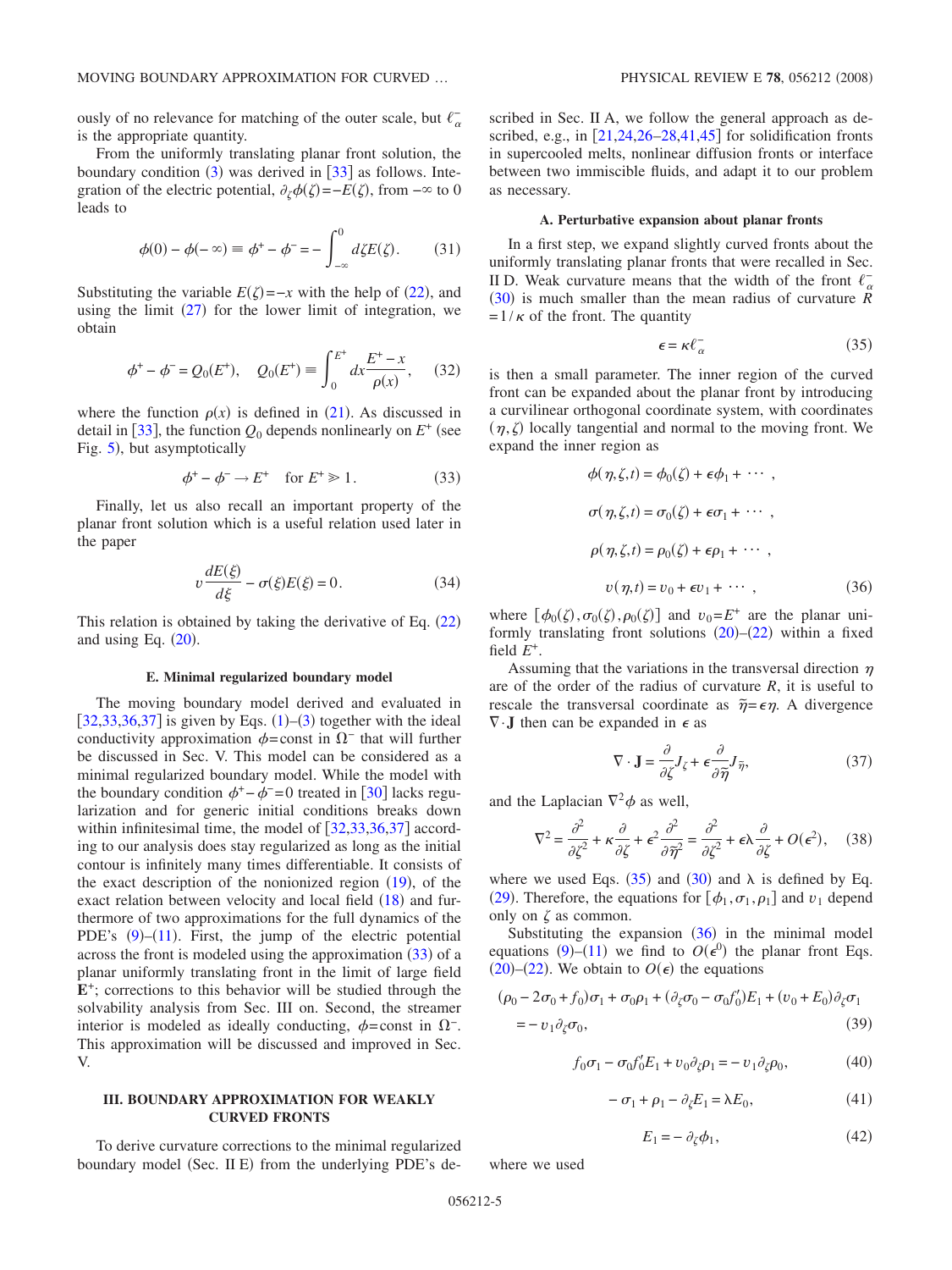ously of no relevance for matching of the outer scale, but $\ell_\alpha^-$ is the appropriate quantity.

From the uniformly translating planar front solution, the boundary condition (3) was derived in [33] as follows. Integration of the electric potential, $\partial_\zeta \phi(\zeta) = -E(\zeta)$, from $-\infty$ to 0 leads to

$$\phi(0) - \phi(-\infty) \equiv \phi^+ - \phi^- = -\int_{-\infty}^{0} d\zeta E(\zeta). \qquad (31)$$

Substituting the variable $E(\zeta) = -x$ with the help of (22), and using the limit (27) for the lower limit of integration, we obtain

$$\phi^+ - \phi^- = Q_0(E^+), \quad Q_0(E^+) \equiv \int_0^{E^+} dx \frac{E^+ - x}{\rho(x)}, \qquad (32)$$

where the function $\rho(x)$ is defined in (21). As discussed in detail in [33], the function $Q_0$ depends nonlinearly on $E^+$ (see Fig. 5), but asymptotically

$$\phi^+ - \phi^- \to E^+ \quad \text{for } E^+ \gg 1. \qquad (33)$$

Finally, let us also recall an important property of the planar front solution which is a useful relation used later in the paper

$$v \frac{dE(\xi)}{d\xi} - \sigma(\xi) E(\xi) = 0. \qquad (34)$$

This relation is obtained by taking the derivative of Eq. (22) and using Eq. (20).

### E. Minimal regularized boundary model

The moving boundary model derived and evaluated in [32,33,36,37] is given by Eqs. (1)–(3) together with the ideal conductivity approximation $\phi = \text{const}$ in $\Omega^-$ that will further be discussed in Sec. V. This model can be considered as a minimal regularized boundary model. While the model with the boundary condition $\phi^+ - \phi^- = 0$ treated in [30] lacks regularization and for generic initial conditions breaks down within infinitesimal time, the model of [32,33,36,37] according to our analysis does stay regularized as long as the initial contour is infinitely many times differentiable. It consists of the exact description of the nonionized region (19), of the exact relation between velocity and local field (18) and furthermore of two approximations for the full dynamics of the PDE's (9)–(11). First, the jump of the electric potential across the front is modeled using the approximation (33) of a planar uniformly translating front in the limit of large field $\mathbf{E}^+$; corrections to this behavior will be studied through the solvability analysis from Sec. III on. Second, the streamer interior is modeled as ideally conducting, $\phi = \text{const}$ in $\Omega^-$. This approximation will be discussed and improved in Sec. V.

## III. BOUNDARY APPROXIMATION FOR WEAKLY CURVED FRONTS

To derive curvature corrections to the minimal regularized boundary model (Sec. II E) from the underlying PDE's described in Sec. II A, we follow the general approach as described, e.g., in [21,24,26–28,41,45] for solidification fronts in supercooled melts, nonlinear diffusion fronts or interface between two immiscible fluids, and adapt it to our problem as necessary.

### A. Perturbative expansion about planar fronts

In a first step, we expand slightly curved fronts about the uniformly translating planar fronts that were recalled in Sec. II D. Weak curvature means that the width of the front $\ell_\alpha^-$ (30) is much smaller than the mean radius of curvature $R = 1/\kappa$ of the front. The quantity

$$\epsilon = \kappa \ell_\alpha^- \qquad (35)$$

is then a small parameter. The inner region of the curved front can be expanded about the planar front by introducing a curvilinear orthogonal coordinate system, with coordinates $(\eta, \zeta)$ locally tangential and normal to the moving front. We expand the inner region as

$$\phi(\eta,\zeta,t) = \phi_0(\zeta) + \epsilon \phi_1 + \cdots ,$$

$$\sigma(\eta,\zeta,t) = \sigma_0(\zeta) + \epsilon \sigma_1 + \cdots ,$$

$$\rho(\eta,\zeta,t) = \rho_0(\zeta) + \epsilon \rho_1 + \cdots ,$$

$$v(\eta,t) = v_0 + \epsilon v_1 + \cdots , \qquad (36)$$

where $[\phi_0(\zeta), \sigma_0(\zeta), \rho_0(\zeta)]$ and $v_0 = E^+$ are the planar uniformly translating front solutions (20)–(22) within a fixed field $E^+$.

Assuming that the variations in the transversal direction $\eta$ are of the order of the radius of curvature $R$, it is useful to rescale the transversal coordinate as $\tilde{\eta} = \epsilon \eta$. A divergence $\nabla \cdot \mathbf{J}$ then can be expanded in $\epsilon$ as

$$\nabla \cdot \mathbf{J} = \frac{\partial}{\partial \zeta} J_\zeta + \epsilon \frac{\partial}{\partial \tilde{\eta}} J_{\tilde{\eta}}, \qquad (37)$$

and the Laplacian $\nabla^2 \phi$ as well,

$$\nabla^2 = \frac{\partial^2}{\partial \zeta^2} + \kappa \frac{\partial}{\partial \zeta} + \epsilon^2 \frac{\partial^2}{\partial \tilde{\eta}^2} = \frac{\partial^2}{\partial \zeta^2} + \epsilon \lambda \frac{\partial}{\partial \zeta} + O(\epsilon^2), \qquad (38)$$

where we used Eqs. (35) and (30) and $\lambda$ is defined by Eq. (29). Therefore, the equations for $[\phi_1, \sigma_1, \rho_1]$ and $v_1$ depend only on $\zeta$ as common.

Substituting the expansion (36) in the minimal model equations (9)–(11) we find to $O(\epsilon^0)$ the planar front Eqs. (20)–(22). We obtain to $O(\epsilon)$ the equations

$$(\rho_0 - 2\sigma_0 + f_0)\sigma_1 + \sigma_0 \rho_1 + (\partial_\zeta \sigma_0 - \sigma_0 f_0')E_1 + (v_0 + E_0)\partial_\zeta \sigma_1 = -v_1 \partial_\zeta \sigma_0, \qquad (39)$$

$$f_0 \sigma_1 - \sigma_0 f_0' E_1 + v_0 \partial_\zeta \rho_1 = -v_1 \partial_\zeta \rho_0, \qquad (40)$$

$$-\sigma_1 + \rho_1 - \partial_\zeta E_1 = \lambda E_0, \qquad (41)$$

$$E_1 = -\partial_\zeta \phi_1, \qquad (42)$$

where we used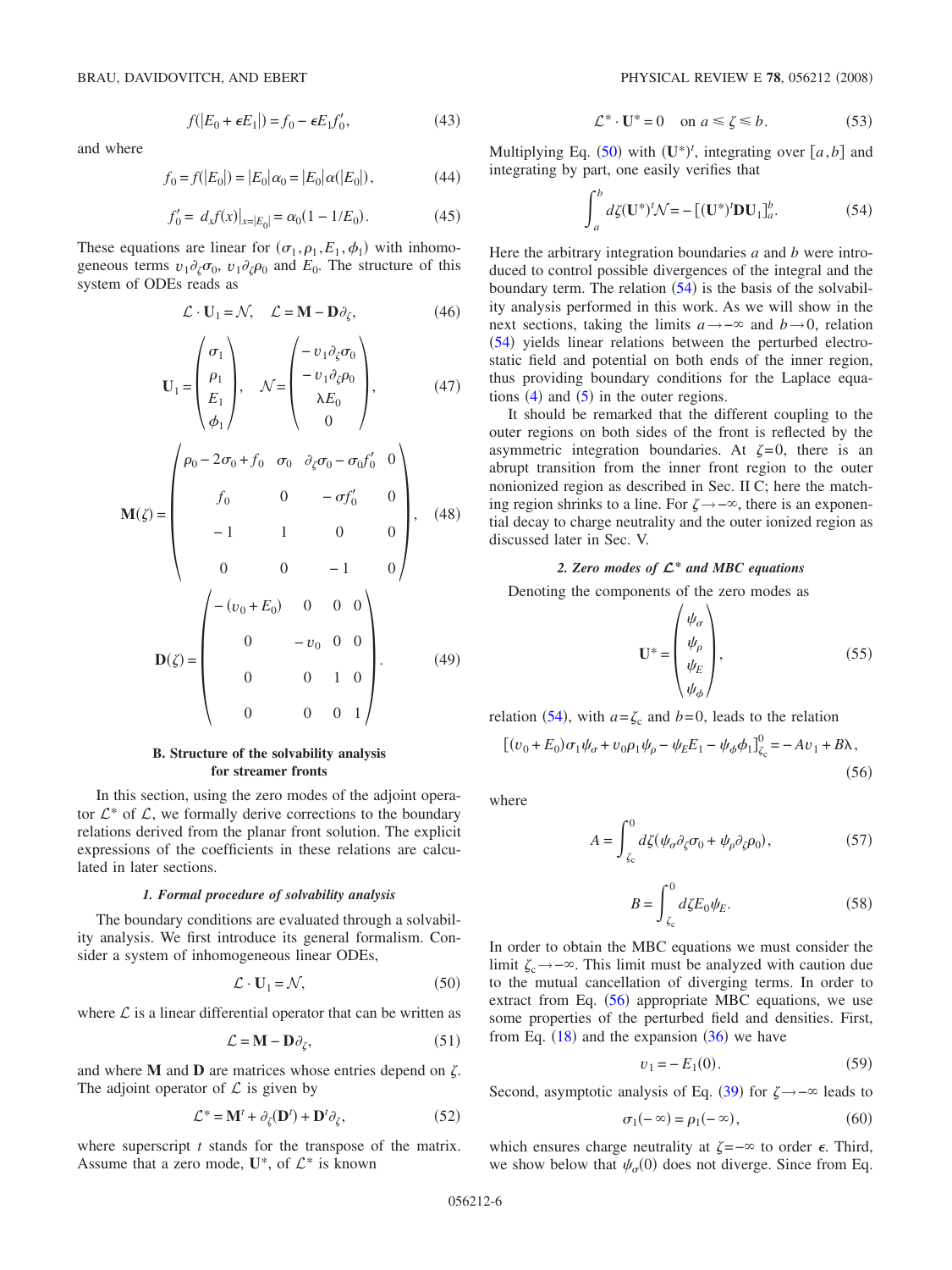$$f(|E_0+\epsilon E_1|) = f_0 - \epsilon E_1 f_0', \tag{43}$$

and where

$$f_0 = f(|E_0|) = |E_0|\alpha_0 = |E_0|\alpha(|E_0|), \tag{44}$$

$$f_0' = d_x f(x)|_{x=|E_0|} = \alpha_0(1-1/E_0). \tag{45}$$

These equations are linear for $(\sigma_1, \rho_1, E_1, \phi_1)$ with inhomogeneous terms $v_1\partial_\zeta\sigma_0$, $v_1\partial_\zeta\rho_0$ and $E_0$. The structure of this system of ODEs reads as

$$\mathcal{L}\cdot\mathbf{U}_1 = \mathcal{N}, \quad \mathcal{L} = \mathbf{M} - \mathbf{D}\partial_\zeta, \tag{46}$$

$$\mathbf{U}_1 = \begin{pmatrix} \sigma_1 \\ \rho_1 \\ E_1 \\ \phi_1 \end{pmatrix}, \quad \mathcal{N} = \begin{pmatrix} -v_1\partial_\zeta\sigma_0 \\ -v_1\partial_\zeta\rho_0 \\ \lambda E_0 \\ 0 \end{pmatrix}, \tag{47}$$

$$\mathbf{M}(\zeta) = \begin{pmatrix} \rho_0 - 2\sigma_0 + f_0 & \sigma_0 & \partial_\zeta\sigma_0 - \sigma_0 f_0' & 0 \\ f_0 & 0 & -\sigma f_0' & 0 \\ -1 & 1 & 0 & 0 \\ 0 & 0 & -1 & 0 \end{pmatrix}, \tag{48}$$

$$\mathbf{D}(\zeta) = \begin{pmatrix} -(v_0+E_0) & 0 & 0 & 0 \\ 0 & -v_0 & 0 & 0 \\ 0 & 0 & 1 & 0 \\ 0 & 0 & 0 & 1 \end{pmatrix}. \tag{49}$$

### B. Structure of the solvability analysis for streamer fronts

In this section, using the zero modes of the adjoint operator $\mathcal{L}^*$ of $\mathcal{L}$, we formally derive corrections to the boundary relations derived from the planar front solution. The explicit expressions of the coefficients in these relations are calculated in later sections.

#### *1. Formal procedure of solvability analysis*

The boundary conditions are evaluated through a solvability analysis. We first introduce its general formalism. Consider a system of inhomogeneous linear ODEs,

$$\mathcal{L}\cdot\mathbf{U}_1 = \mathcal{N}, \tag{50}$$

where $\mathcal{L}$ is a linear differential operator that can be written as

$$\mathcal{L} = \mathbf{M} - \mathbf{D}\partial_\zeta, \tag{51}$$

and where $\mathbf{M}$ and $\mathbf{D}$ are matrices whose entries depend on $\zeta$. The adjoint operator of $\mathcal{L}$ is given by

$$\mathcal{L}^* = \mathbf{M}^t + \partial_\zeta(\mathbf{D}^t) + \mathbf{D}^t\partial_\zeta, \tag{52}$$

where superscript $t$ stands for the transpose of the matrix. Assume that a zero mode, $\mathbf{U}^*$, of $\mathcal{L}^*$ is known

$$\mathcal{L}^*\cdot\mathbf{U}^* = 0 \quad \text{on } a \le \zeta \le b. \tag{53}$$

Multiplying Eq. (50) with $(\mathbf{U}^*)^t$, integrating over $[a,b]$ and integrating by part, one easily verifies that

$$\int_a^b d\zeta(\mathbf{U}^*)^t\mathcal{N} = -[(\mathbf{U}^*)^t\mathbf{D}\mathbf{U}_1]_a^b. \tag{54}$$

Here the arbitrary integration boundaries $a$ and $b$ were introduced to control possible divergences of the integral and the boundary term. The relation (54) is the basis of the solvability analysis performed in this work. As we will show in the next sections, taking the limits $a\to-\infty$ and $b\to 0$, relation (54) yields linear relations between the perturbed electrostatic field and potential on both ends of the inner region, thus providing boundary conditions for the Laplace equations (4) and (5) in the outer regions.

It should be remarked that the different coupling to the outer regions on both sides of the front is reflected by the asymmetric integration boundaries. At $\zeta=0$, there is an abrupt transition from the inner front region to the outer nonionized region as described in Sec. II C; here the matching region shrinks to a line. For $\zeta\to-\infty$, there is an exponential decay to charge neutrality and the outer ionized region as discussed later in Sec. V.

#### *2. Zero modes of $\mathcal{L}^*$ and MBC equations*

Denoting the components of the zero modes as

$$\mathbf{U}^* = \begin{pmatrix} \psi_\sigma \\ \psi_\rho \\ \psi_E \\ \psi_\phi \end{pmatrix}, \tag{55}$$

relation (54), with $a=\zeta_c$ and $b=0$, leads to the relation

$$[(v_0+E_0)\sigma_1\psi_\sigma + v_0\rho_1\psi_\rho - \psi_E E_1 - \psi_\phi\phi_1]_{\zeta_c}^0 = -Av_1 + B\lambda, \tag{56}$$

where

$$A = \int_{\zeta_c}^0 d\zeta(\psi_\sigma\partial_\zeta\sigma_0 + \psi_\rho\partial_\zeta\rho_0), \tag{57}$$

$$B = \int_{\zeta_c}^0 d\zeta E_0\psi_E. \tag{58}$$

In order to obtain the MBC equations we must consider the limit $\zeta_c\to-\infty$. This limit must be analyzed with caution due to the mutual cancellation of diverging terms. In order to extract from Eq. (56) appropriate MBC equations, we use some properties of the perturbed field and densities. First, from Eq. (18) and the expansion (36) we have

$$v_1 = -E_1(0). \tag{59}$$

Second, asymptotic analysis of Eq. (39) for $\zeta\to-\infty$ leads to

$$\sigma_1(-\infty) = \rho_1(-\infty), \tag{60}$$

which ensures charge neutrality at $\zeta=-\infty$ to order $\epsilon$. Third, we show below that $\psi_\sigma(0)$ does not diverge. Since from Eq.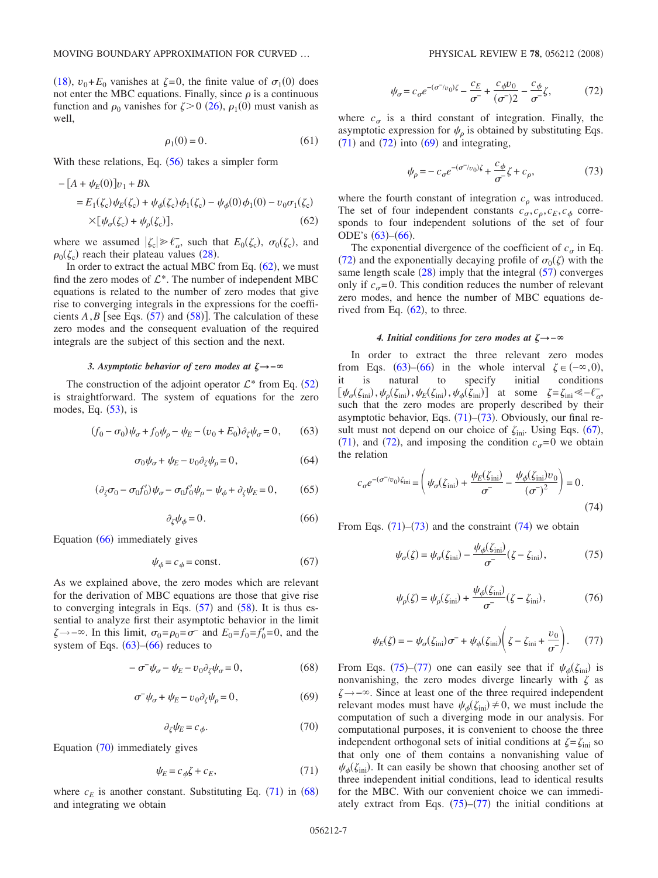(18), $v_0+E_0$ vanishes at $\zeta=0$, the finite value of $\sigma_1(0)$ does not enter the MBC equations. Finally, since $\rho$ is a continuous function and $\rho_0$ vanishes for $\zeta>0$ (26), $\rho_1(0)$ must vanish as well,

$$\rho_1(0)=0. \tag{61}$$

With these relations, Eq. (56) takes a simpler form

$$\begin{aligned}
-[A+\psi_E(0)]v_1+B\lambda
&= E_1(\zeta_c)\psi_E(\zeta_c)+\psi_\phi(\zeta_c)\phi_1(\zeta_c)-\psi_\phi(0)\phi_1(0)-v_0\sigma_1(\zeta_c)\\
&\quad\times[\psi_\sigma(\zeta_c)+\psi_\rho(\zeta_c)],
\end{aligned} \tag{62}$$

where we assumed $|\zeta_c|\gg\ell_\alpha^-$, such that $E_0(\zeta_c)$, $\sigma_0(\zeta_c)$, and $\rho_0(\zeta_c)$ reach their plateau values (28).

In order to extract the actual MBC from Eq. (62), we must find the zero modes of $\mathcal{L}^*$. The number of independent MBC equations is related to the number of zero modes that give rise to converging integrals in the expressions for the coefficients $A,B$ [see Eqs. (57) and (58)]. The calculation of these zero modes and the consequent evaluation of the required integrals are the subject of this section and the next.

#### 3. Asymptotic behavior of zero modes at $\zeta\to-\infty$

The construction of the adjoint operator $\mathcal{L}^*$ from Eq. (52) is straightforward. The system of equations for the zero modes, Eq. (53), is

$$(f_0-\sigma_0)\psi_\sigma+f_0\psi_\rho-\psi_E-(v_0+E_0)\partial_\zeta\psi_\sigma=0, \tag{63}$$

$$\sigma_0\psi_\sigma+\psi_E-v_0\partial_\zeta\psi_\rho=0, \tag{64}$$

$$(\partial_\zeta\sigma_0-\sigma_0f_0')\psi_\sigma-\sigma_0f_0'\psi_\rho-\psi_\phi+\partial_\zeta\psi_E=0, \tag{65}$$

$$\partial_\zeta\psi_\phi=0. \tag{66}$$

Equation (66) immediately gives

$$\psi_\phi=c_\phi=\text{const}. \tag{67}$$

As we explained above, the zero modes which are relevant for the derivation of MBC equations are those that give rise to converging integrals in Eqs. (57) and (58). It is thus essential to analyze first their asymptotic behavior in the limit $\zeta\to-\infty$. In this limit, $\sigma_0=\rho_0=\sigma^-$ and $E_0=f_0=f_0'=0$, and the system of Eqs. (63)–(66) reduces to

$$-\sigma^-\psi_\sigma-\psi_E-v_0\partial_\zeta\psi_\sigma=0, \tag{68}$$

$$\sigma^-\psi_\sigma+\psi_E-v_0\partial_\zeta\psi_\rho=0, \tag{69}$$

$$\partial_\zeta\psi_E=c_\phi. \tag{70}$$

Equation (70) immediately gives

$$\psi_E=c_\phi\zeta+c_E, \tag{71}$$

where $c_E$ is another constant. Substituting Eq. (71) in (68) and integrating we obtain

$$\psi_\sigma=c_\sigma e^{-(\sigma^-/v_0)\zeta}-\frac{c_E}{\sigma^-}+\frac{c_\phi v_0}{(\sigma^-)2}-\frac{c_\phi}{\sigma^-}\zeta, \tag{72}$$

where $c_\sigma$ is a third constant of integration. Finally, the asymptotic expression for $\psi_\rho$ is obtained by substituting Eqs. (71) and (72) into (69) and integrating,

$$\psi_\rho=-c_\sigma e^{-(\sigma^-/v_0)\zeta}+\frac{c_\phi}{\sigma^-}\zeta+c_\rho, \tag{73}$$

where the fourth constant of integration $c_\rho$ was introduced. The set of four independent constants $c_\sigma,c_\rho,c_E,c_\phi$ corresponds to four independent solutions of the set of four ODE's (63)–(66).

The exponential divergence of the coefficient of $c_\sigma$ in Eq. (72) and the exponentially decaying profile of $\sigma_0(\zeta)$ with the same length scale (28) imply that the integral (57) converges only if $c_\sigma=0$. This condition reduces the number of relevant zero modes, and hence the number of MBC equations derived from Eq. (62), to three.

#### 4. Initial conditions for zero modes at $\zeta\to-\infty$

In order to extract the three relevant zero modes from Eqs. (63)–(66) in the whole interval $\zeta\in(-\infty,0)$, it is natural to specify initial conditions $[\psi_\sigma(\zeta_{\text{ini}}),\psi_\rho(\zeta_{\text{ini}}),\psi_E(\zeta_{\text{ini}}),\psi_\phi(\zeta_{\text{ini}})]$ at some $\zeta=\zeta_{\text{ini}}\ll-\ell_\alpha^-$, such that the zero modes are properly described by their asymptotic behavior, Eqs. (71)–(73). Obviously, our final result must not depend on our choice of $\zeta_{\text{ini}}$. Using Eqs. (67), (71), and (72), and imposing the condition $c_\sigma=0$ we obtain the relation

$$c_\sigma e^{-(\sigma^-/v_0)\zeta_{\text{ini}}}=\left(\psi_\sigma(\zeta_{\text{ini}})+\frac{\psi_E(\zeta_{\text{ini}})}{\sigma^-}-\frac{\psi_\phi(\zeta_{\text{ini}})v_0}{(\sigma^-)^2}\right)=0. \tag{74}$$

From Eqs. (71)–(73) and the constraint (74) we obtain

$$\psi_\sigma(\zeta)=\psi_\sigma(\zeta_{\text{ini}})-\frac{\psi_\phi(\zeta_{\text{ini}})}{\sigma^-}(\zeta-\zeta_{\text{ini}}), \tag{75}$$

$$\psi_\rho(\zeta)=\psi_\rho(\zeta_{\text{ini}})+\frac{\psi_\phi(\zeta_{\text{ini}})}{\sigma^-}(\zeta-\zeta_{\text{ini}}), \tag{76}$$

$$\psi_E(\zeta)=-\psi_\sigma(\zeta_{\text{ini}})\sigma^-+\psi_\phi(\zeta_{\text{ini}})\left(\zeta-\zeta_{\text{ini}}+\frac{v_0}{\sigma^-}\right). \tag{77}$$

From Eqs. (75)–(77) one can easily see that if $\psi_\phi(\zeta_{\text{ini}})$ is nonvanishing, the zero modes diverge linearly with $\zeta$ as $\zeta\to-\infty$. Since at least one of the three required independent relevant modes must have $\psi_\phi(\zeta_{\text{ini}})\neq0$, we must include the computation of such a diverging mode in our analysis. For computational purposes, it is convenient to choose the three independent orthogonal sets of initial conditions at $\zeta=\zeta_{\text{ini}}$ so that only one of them contains a nonvanishing value of $\psi_\phi(\zeta_{\text{ini}})$. It can easily be shown that choosing another set of three independent initial conditions, lead to identical results for the MBC. With our convenient choice we can immediately extract from Eqs. (75)–(77) the initial conditions at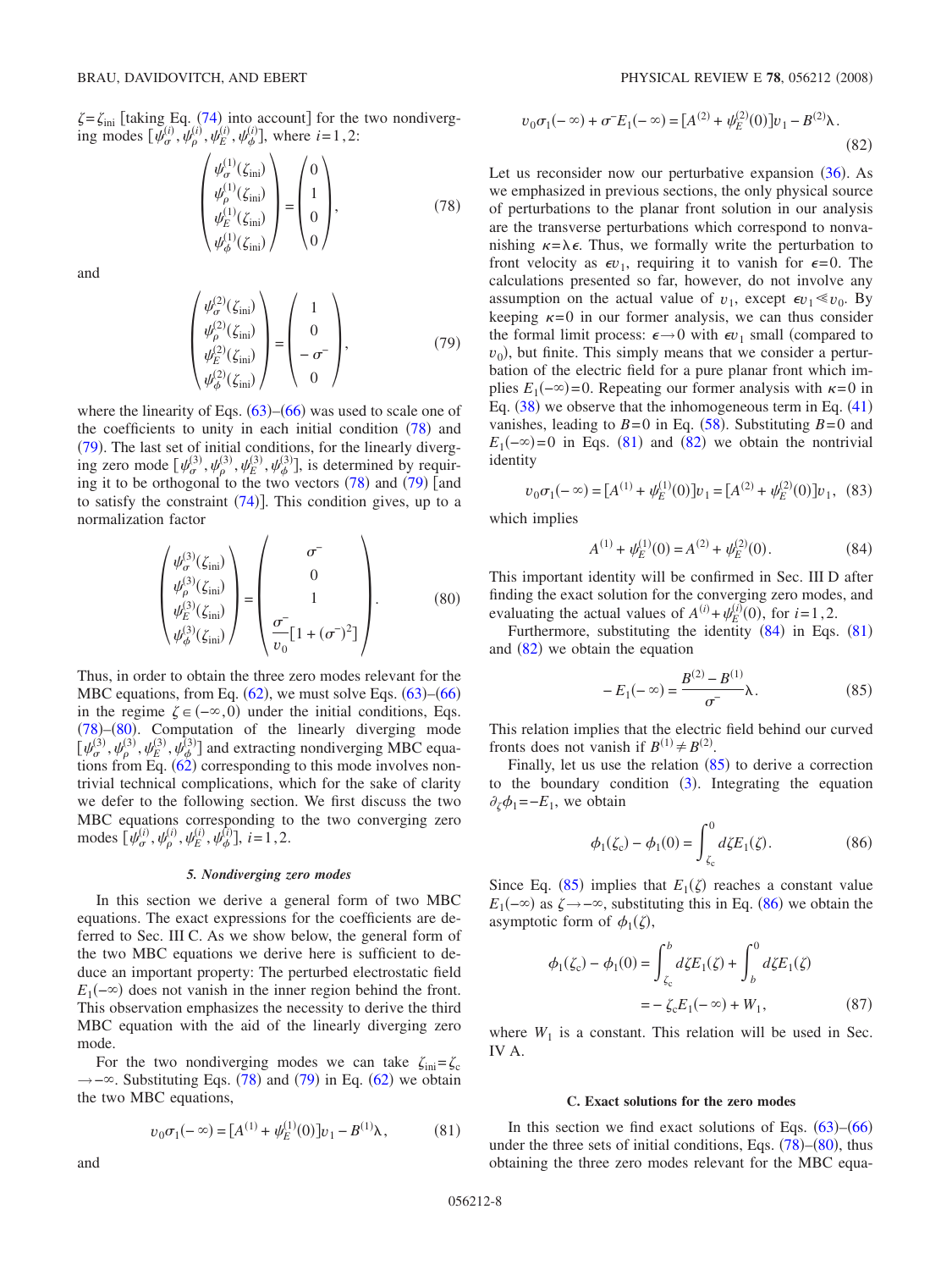$\zeta = \zeta_{\text{ini}}$ [taking Eq. (74) into account] for the two nondiverging modes $[\psi_\sigma^{(i)}, \psi_\rho^{(i)}, \psi_E^{(i)}, \psi_\phi^{(i)}]$, where $i=1,2$:

$$
\begin{pmatrix} \psi_\sigma^{(1)}(\zeta_{\text{ini}}) \\ \psi_\rho^{(1)}(\zeta_{\text{ini}}) \\ \psi_E^{(1)}(\zeta_{\text{ini}}) \\ \psi_\phi^{(1)}(\zeta_{\text{ini}}) \end{pmatrix} = \begin{pmatrix} 0 \\ 1 \\ 0 \\ 0 \end{pmatrix}, \tag{78}
$$

and

$$
\begin{pmatrix} \psi_\sigma^{(2)}(\zeta_{\text{ini}}) \\ \psi_\rho^{(2)}(\zeta_{\text{ini}}) \\ \psi_E^{(2)}(\zeta_{\text{ini}}) \\ \psi_\phi^{(2)}(\zeta_{\text{ini}}) \end{pmatrix} = \begin{pmatrix} 1 \\ 0 \\ -\sigma^- \\ 0 \end{pmatrix}, \tag{79}
$$

where the linearity of Eqs. (63)–(66) was used to scale one of the coefficients to unity in each initial condition (78) and (79). The last set of initial conditions, for the linearly diverging zero mode $[\psi_\sigma^{(3)}, \psi_\rho^{(3)}, \psi_E^{(3)}, \psi_\phi^{(3)}]$, is determined by requiring it to be orthogonal to the two vectors (78) and (79) [and to satisfy the constraint (74)]. This condition gives, up to a normalization factor

$$
\begin{pmatrix} \psi_\sigma^{(3)}(\zeta_{\text{ini}}) \\ \psi_\rho^{(3)}(\zeta_{\text{ini}}) \\ \psi_E^{(3)}(\zeta_{\text{ini}}) \\ \psi_\phi^{(3)}(\zeta_{\text{ini}}) \end{pmatrix} = \begin{pmatrix} \sigma^- \\ 0 \\ 1 \\ \dfrac{\sigma^-}{v_0}[1+(\sigma^-)^2] \end{pmatrix}. \tag{80}
$$

Thus, in order to obtain the three zero modes relevant for the MBC equations, from Eq. (62), we must solve Eqs. (63)–(66) in the regime $\zeta \in (-\infty, 0)$ under the initial conditions, Eqs. (78)–(80). Computation of the linearly diverging mode $[\psi_\sigma^{(3)}, \psi_\rho^{(3)}, \psi_E^{(3)}, \psi_\phi^{(3)}]$ and extracting nondiverging MBC equations from Eq. (62) corresponding to this mode involves nontrivial technical complications, which for the sake of clarity we defer to the following section. We first discuss the two MBC equations corresponding to the two converging zero modes $[\psi_\sigma^{(i)}, \psi_\rho^{(i)}, \psi_E^{(i)}, \psi_\phi^{(i)}]$, $i=1,2$.

#### *5. Nondiverging zero modes*

In this section we derive a general form of two MBC equations. The exact expressions for the coefficients are deferred to Sec. III C. As we show below, the general form of the two MBC equations we derive here is sufficient to deduce an important property: The perturbed electrostatic field $E_1(-\infty)$ does not vanish in the inner region behind the front. This observation emphasizes the necessity to derive the third MBC equation with the aid of the linearly diverging zero mode.

For the two nondiverging modes we can take $\zeta_{\text{ini}} = \zeta_c \to -\infty$. Substituting Eqs. (78) and (79) in Eq. (62) we obtain the two MBC equations,

$$
v_0 \sigma_1(-\infty) = [A^{(1)} + \psi_E^{(1)}(0)] v_1 - B^{(1)} \lambda, \tag{81}
$$

and

$$
v_0 \sigma_1(-\infty) + \sigma^- E_1(-\infty) = [A^{(2)} + \psi_E^{(2)}(0)] v_1 - B^{(2)} \lambda. \tag{82}
$$

Let us reconsider now our perturbative expansion (36). As we emphasized in previous sections, the only physical source of perturbations to the planar front solution in our analysis are the transverse perturbations which correspond to nonvanishing $\kappa = \lambda \epsilon$. Thus, we formally write the perturbation to front velocity as $\epsilon v_1$, requiring it to vanish for $\epsilon = 0$. The calculations presented so far, however, do not involve any assumption on the actual value of $v_1$, except $\epsilon v_1 \ll v_0$. By keeping $\kappa = 0$ in our former analysis, we can thus consider the formal limit process: $\epsilon \to 0$ with $\epsilon v_1$ small (compared to $v_0$), but finite. This simply means that we consider a perturbation of the electric field for a pure planar front which implies $E_1(-\infty) = 0$. Repeating our former analysis with $\kappa = 0$ in Eq. (38) we observe that the inhomogeneous term in Eq. (41) vanishes, leading to $B = 0$ in Eq. (58). Substituting $B = 0$ and $E_1(-\infty) = 0$ in Eqs. (81) and (82) we obtain the nontrivial identity

$$
v_0 \sigma_1(-\infty) = [A^{(1)} + \psi_E^{(1)}(0)] v_1 = [A^{(2)} + \psi_E^{(2)}(0)] v_1, \tag{83}
$$

which implies

$$
A^{(1)} + \psi_E^{(1)}(0) = A^{(2)} + \psi_E^{(2)}(0). \tag{84}
$$

This important identity will be confirmed in Sec. III D after finding the exact solution for the converging zero modes, and evaluating the actual values of $A^{(i)} + \psi_E^{(i)}(0)$, for $i = 1, 2$.

Furthermore, substituting the identity (84) in Eqs. (81) and (82) we obtain the equation

$$
-E_1(-\infty) = \frac{B^{(2)} - B^{(1)}}{\sigma^-} \lambda. \tag{85}
$$

This relation implies that the electric field behind our curved fronts does not vanish if $B^{(1)} \neq B^{(2)}$.

Finally, let us use the relation (85) to derive a correction to the boundary condition (3). Integrating the equation $\partial_\zeta \phi_1 = -E_1$, we obtain

$$
\phi_1(\zeta_c) - \phi_1(0) = \int_{\zeta_c}^{0} d\zeta E_1(\zeta). \tag{86}
$$

Since Eq. (85) implies that $E_1(\zeta)$ reaches a constant value $E_1(-\infty)$ as $\zeta \to -\infty$, substituting this in Eq. (86) we obtain the asymptotic form of $\phi_1(\zeta)$,

$$
\begin{aligned}
\phi_1(\zeta_c) - \phi_1(0) &= \int_{\zeta_c}^{b} d\zeta E_1(\zeta) + \int_{b}^{0} d\zeta E_1(\zeta) \\
&= -\zeta_c E_1(-\infty) + W_1,
\end{aligned} \tag{87}
$$

where $W_1$ is a constant. This relation will be used in Sec. IV A.

### C. Exact solutions for the zero modes

In this section we find exact solutions of Eqs. (63)–(66) under the three sets of initial conditions, Eqs. (78)–(80), thus obtaining the three zero modes relevant for the MBC equa-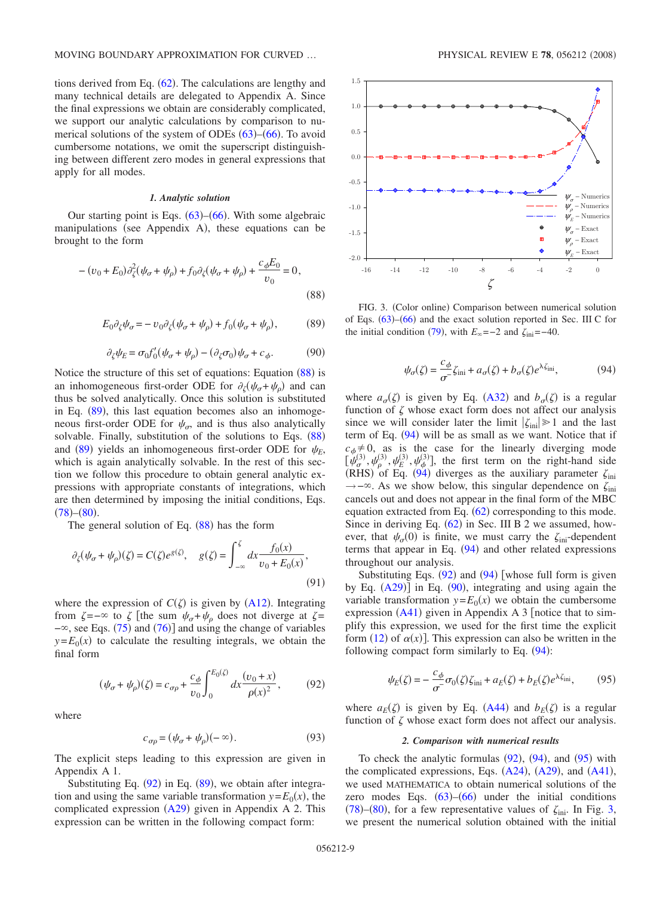tions derived from Eq. (62). The calculations are lengthy and many technical details are delegated to Appendix A. Since the final expressions we obtain are considerably complicated, we support our analytic calculations by comparison to numerical solutions of the system of ODEs (63)–(66). To avoid cumbersome notations, we omit the superscript distinguishing between different zero modes in general expressions that apply for all modes.

#### *1. Analytic solution*

Our starting point is Eqs. (63)–(66). With some algebraic manipulations (see Appendix A), these equations can be brought to the form

$$-(v_0+E_0)\partial_\zeta^2(\psi_\sigma+\psi_\rho)+f_0\partial_\zeta(\psi_\sigma+\psi_\rho)+\frac{c_\phi E_0}{v_0}=0, \tag{88}$$

$$E_0\partial_\zeta\psi_\sigma=-v_0\partial_\zeta(\psi_\sigma+\psi_\rho)+f_0(\psi_\sigma+\psi_\rho), \tag{89}$$

$$\partial_\zeta\psi_E=\sigma_0 f_0'(\psi_\sigma+\psi_\rho)-(\partial_\zeta\sigma_0)\psi_\sigma+c_\phi. \tag{90}$$

Notice the structure of this set of equations: Equation (88) is an inhomogeneous first-order ODE for $\partial_\zeta(\psi_\sigma+\psi_\rho)$ and can thus be solved analytically. Once this solution is substituted in Eq. (89), this last equation becomes also an inhomogeneous first-order ODE for $\psi_\sigma$, and is thus also analytically solvable. Finally, substitution of the solutions to Eqs. (88) and (89) yields an inhomogeneous first-order ODE for $\psi_E$, which is again analytically solvable. In the rest of this section we follow this procedure to obtain general analytic expressions with appropriate constants of integrations, which are then determined by imposing the initial conditions, Eqs. (78)–(80).

The general solution of Eq. (88) has the form

$$\partial_\zeta(\psi_\sigma+\psi_\rho)(\zeta)=C(\zeta)e^{g(\zeta)},\quad g(\zeta)=\int_{-\infty}^{\zeta}dx\frac{f_0(x)}{v_0+E_0(x)}, \tag{91}$$

where the expression of $C(\zeta)$ is given by (A12). Integrating from $\zeta=-\infty$ to $\zeta$ [the sum $\psi_\sigma+\psi_\rho$ does not diverge at $\zeta=-\infty$, see Eqs. (75) and (76)] and using the change of variables $y=E_0(x)$ to calculate the resulting integrals, we obtain the final form

$$(\psi_\sigma+\psi_\rho)(\zeta)=c_{\sigma\rho}+\frac{c_\phi}{v_0}\int_0^{E_0(\zeta)}dx\frac{(v_0+x)}{\rho(x)^2}, \tag{92}$$

where

$$c_{\sigma\rho}=(\psi_\sigma+\psi_\rho)(-\infty). \tag{93}$$

The explicit steps leading to this expression are given in Appendix A 1.

Substituting Eq. (92) in Eq. (89), we obtain after integration and using the same variable transformation $y=E_0(x)$, the complicated expression (A29) given in Appendix A 2. This expression can be written in the following compact form:

FIG. 3. (Color online) Comparison between numerical solution of Eqs. (63)–(66) and the exact solution reported in Sec. III C for the initial condition (79), with $E_\infty=-2$ and $\zeta_{\text{ini}}=-40$.

$$\psi_\sigma(\zeta)=\frac{c_\phi}{\sigma^-}\zeta_{\text{ini}}+a_\sigma(\zeta)+b_\sigma(\zeta)e^{\lambda\zeta_{\text{ini}}}, \tag{94}$$

where $a_\sigma(\zeta)$ is given by Eq. (A32) and $b_\sigma(\zeta)$ is a regular function of $\zeta$ whose exact form does not affect our analysis since we will consider later the limit $|\zeta_{\text{ini}}|\gg 1$ and the last term of Eq. (94) will be as small as we want. Notice that if $c_\phi\neq 0$, as is the case for the linearly diverging mode $[\psi_\sigma^{(3)},\psi_\rho^{(3)},\psi_E^{(3)},\psi_\phi^{(3)}]$, the first term on the right-hand side (RHS) of Eq. (94) diverges as the auxiliary parameter $\zeta_{\text{ini}}\to-\infty$. As we show below, this singular dependence on $\zeta_{\text{ini}}$ cancels out and does not appear in the final form of the MBC equation extracted from Eq. (62) corresponding to this mode. Since in deriving Eq. (62) in Sec. III B 2 we assumed, however, that $\psi_\sigma(0)$ is finite, we must carry the $\zeta_{\text{ini}}$-dependent terms that appear in Eq. (94) and other related expressions throughout our analysis.

Substituting Eqs. (92) and (94) [whose full form is given by Eq. (A29)] in Eq. (90), integrating and using again the variable transformation $y=E_0(x)$ we obtain the cumbersome expression (A41) given in Appendix A 3 [notice that to simplify this expression, we used for the first time the explicit form (12) of $\alpha(x)$]. This expression can also be written in the following compact form similarly to Eq. (94):

$$\psi_E(\zeta)=-\frac{c_\phi}{\sigma^-}\sigma_0(\zeta)\zeta_{\text{ini}}+a_E(\zeta)+b_E(\zeta)e^{\lambda\zeta_{\text{ini}}}, \tag{95}$$

where $a_E(\zeta)$ is given by Eq. (A44) and $b_E(\zeta)$ is a regular function of $\zeta$ whose exact form does not affect our analysis.

#### *2. Comparison with numerical results*

To check the analytic formulas (92), (94), and (95) with the complicated expressions, Eqs. (A24), (A29), and (A41), we used MATHEMATICA to obtain numerical solutions of the zero modes Eqs. (63)–(66) under the initial conditions (78)–(80), for a few representative values of $\zeta_{\text{ini}}$. In Fig. 3, we present the numerical solution obtained with the initial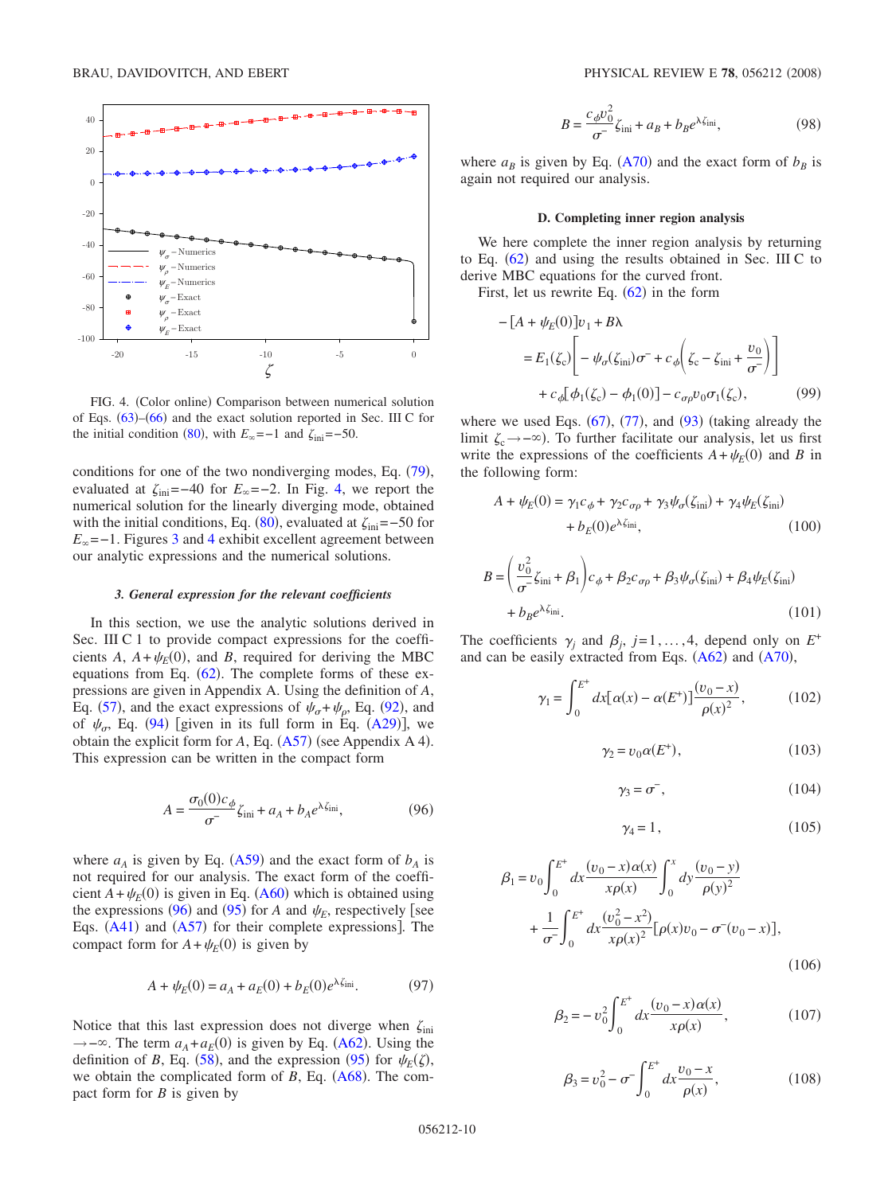FIG. 4. (Color online) Comparison between numerical solution of Eqs. (63)–(66) and the exact solution reported in Sec. III C for the initial condition (80), with $E_\infty=-1$ and $\zeta_{\text{ini}}=-50$.

conditions for one of the two nondiverging modes, Eq. (79), evaluated at $\zeta_{\text{ini}}=-40$ for $E_\infty=-2$. In Fig. 4, we report the numerical solution for the linearly diverging mode, obtained with the initial conditions, Eq. (80), evaluated at $\zeta_{\text{ini}}=-50$ for $E_\infty=-1$. Figures 3 and 4 exhibit excellent agreement between our analytic expressions and the numerical solutions.

#### 3. General expression for the relevant coefficients

In this section, we use the analytic solutions derived in Sec. III C 1 to provide compact expressions for the coefficients $A$, $A+\psi_E(0)$, and $B$, required for deriving the MBC equations from Eq. (62). The complete forms of these expressions are given in Appendix A. Using the definition of $A$, Eq. (57), and the exact expressions of $\psi_\sigma+\psi_\rho$, Eq. (92), and of $\psi_\sigma$, Eq. (94) [given in its full form in Eq. (A29)], we obtain the explicit form for $A$, Eq. (A57) (see Appendix A 4). This expression can be written in the compact form

$$A=\frac{\sigma_0(0)c_\phi}{\sigma^-}\zeta_{\text{ini}}+a_A+b_Ae^{\lambda\zeta_{\text{ini}}}, \tag{96}$$

where $a_A$ is given by Eq. (A59) and the exact form of $b_A$ is not required for our analysis. The exact form of the coefficient $A+\psi_E(0)$ is given in Eq. (A60) which is obtained using the expressions (96) and (95) for $A$ and $\psi_E$, respectively [see Eqs. (A41) and (A57) for their complete expressions]. The compact form for $A+\psi_E(0)$ is given by

$$A+\psi_E(0)=a_A+a_E(0)+b_E(0)e^{\lambda\zeta_{\text{ini}}}. \tag{97}$$

Notice that this last expression does not diverge when $\zeta_{\text{ini}}\to-\infty$. The term $a_A+a_E(0)$ is given by Eq. (A62). Using the definition of $B$, Eq. (58), and the expression (95) for $\psi_E(\zeta)$, we obtain the complicated form of $B$, Eq. (A68). The compact form for $B$ is given by

$$B=\frac{c_\phi v_0^2}{\sigma^-}\zeta_{\text{ini}}+a_B+b_Be^{\lambda\zeta_{\text{ini}}}, \tag{98}$$

where $a_B$ is given by Eq. (A70) and the exact form of $b_B$ is again not required our analysis.

#### D. Completing inner region analysis

We here complete the inner region analysis by returning to Eq. (62) and using the results obtained in Sec. III C to derive MBC equations for the curved front.

First, let us rewrite Eq. (62) in the form

$$\begin{aligned}-[A+\psi_E(0)]v_1+B\lambda &= E_1(\zeta_c)\left[-\psi_\sigma(\zeta_{\text{ini}})\sigma^-+c_\phi\left(\zeta_c-\zeta_{\text{ini}}+\frac{v_0}{\sigma^-}\right)\right]\\ &\quad+c_\phi[\phi_1(\zeta_c)-\phi_1(0)]-c_{\sigma\rho}v_0\sigma_1(\zeta_c),\end{aligned} \tag{99}$$

where we used Eqs. (67), (77), and (93) (taking already the limit $\zeta_c\to-\infty$). To further facilitate our analysis, let us first write the expressions of the coefficients $A+\psi_E(0)$ and $B$ in the following form:

$$\begin{aligned}A+\psi_E(0)&=\gamma_1c_\phi+\gamma_2c_{\sigma\rho}+\gamma_3\psi_\sigma(\zeta_{\text{ini}})+\gamma_4\psi_E(\zeta_{\text{ini}})\\ &\quad+b_E(0)e^{\lambda\zeta_{\text{ini}}},\end{aligned} \tag{100}$$

$$\begin{aligned}B&=\left(\frac{v_0^2}{\sigma^-}\zeta_{\text{ini}}+\beta_1\right)c_\phi+\beta_2c_{\sigma\rho}+\beta_3\psi_\sigma(\zeta_{\text{ini}})+\beta_4\psi_E(\zeta_{\text{ini}})\\ &\quad+b_Be^{\lambda\zeta_{\text{ini}}}.\end{aligned} \tag{101}$$

The coefficients $\gamma_j$ and $\beta_j$, $j=1,\ldots,4$, depend only on $E^+$ and can be easily extracted from Eqs. (A62) and (A70),

$$\gamma_1=\int_0^{E^+}dx[\alpha(x)-\alpha(E^+)]\frac{(v_0-x)}{\rho(x)^2}, \tag{102}$$

$$\gamma_2=v_0\alpha(E^+), \tag{103}$$

$$\gamma_3=\sigma^-, \tag{104}$$

$$\gamma_4=1, \tag{105}$$

$$\begin{aligned}\beta_1&=v_0\int_0^{E^+}dx\frac{(v_0-x)\alpha(x)}{x\rho(x)}\int_0^x dy\frac{(v_0-y)}{\rho(y)^2}\\ &\quad+\frac{1}{\sigma^-}\int_0^{E^+}dx\frac{(v_0^2-x^2)}{x\rho(x)^2}[\rho(x)v_0-\sigma^-(v_0-x)],\end{aligned} \tag{106}$$

$$\beta_2=-v_0^2\int_0^{E^+}dx\frac{(v_0-x)\alpha(x)}{x\rho(x)}, \tag{107}$$

$$\beta_3=v_0^2-\sigma^-\int_0^{E^+}dx\frac{v_0-x}{\rho(x)}, \tag{108}$$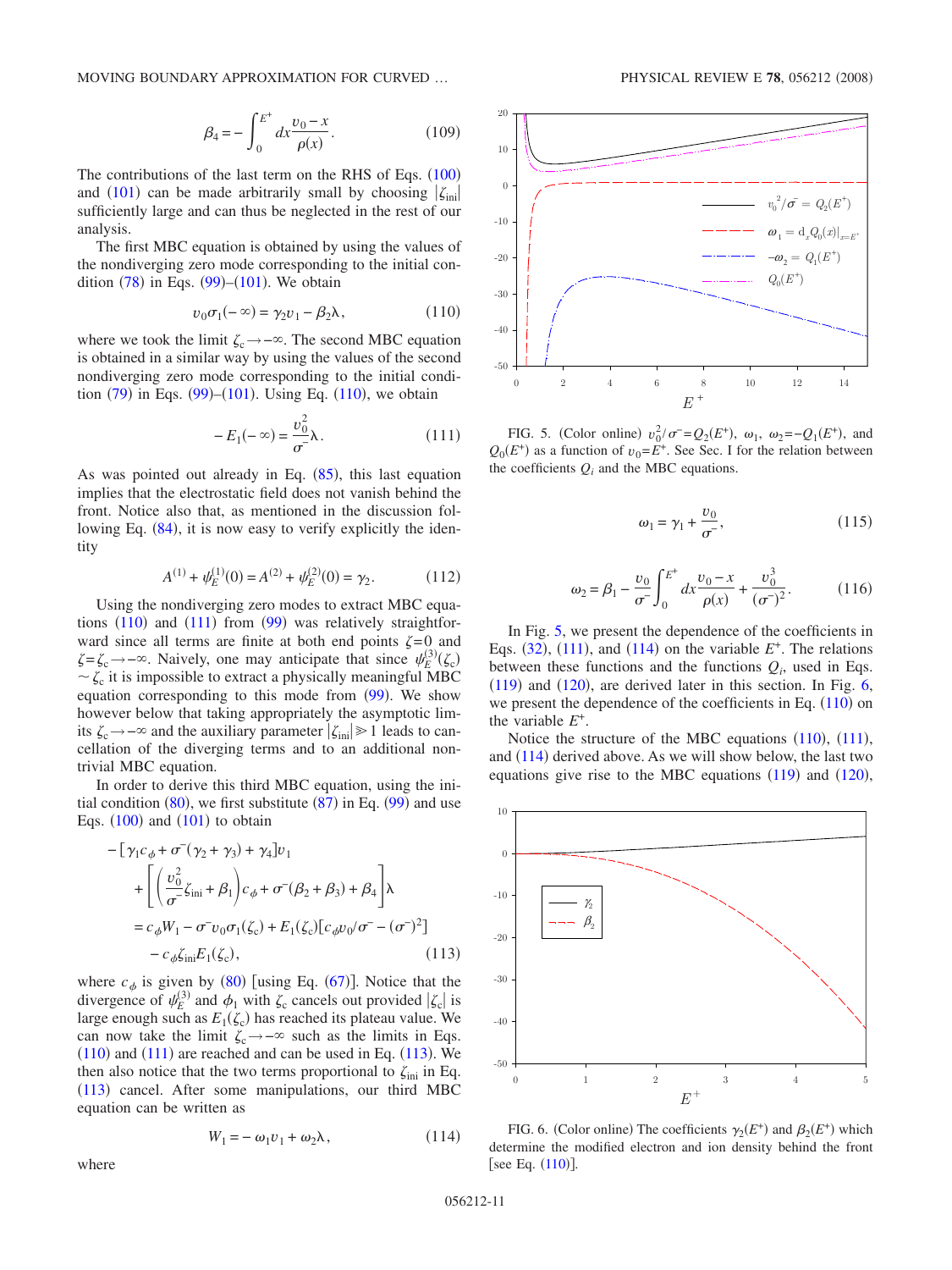$$\beta_4 = -\int_0^{E^+} dx \frac{v_0 - x}{\rho(x)}. \tag{109}$$

The contributions of the last term on the RHS of Eqs. (100) and (101) can be made arbitrarily small by choosing $|\zeta_{\text{ini}}|$ sufficiently large and can thus be neglected in the rest of our analysis.

The first MBC equation is obtained by using the values of the nondiverging zero mode corresponding to the initial condition (78) in Eqs. (99)–(101). We obtain

$$v_0\sigma_1(-\infty) = \gamma_2 v_1 - \beta_2\lambda, \tag{110}$$

where we took the limit $\zeta_c \to -\infty$. The second MBC equation is obtained in a similar way by using the values of the second nondiverging zero mode corresponding to the initial condition (79) in Eqs. (99)–(101). Using Eq. (110), we obtain

$$-E_1(-\infty) = \frac{v_0^2}{\sigma^-}\lambda. \tag{111}$$

As was pointed out already in Eq. (85), this last equation implies that the electrostatic field does not vanish behind the front. Notice also that, as mentioned in the discussion following Eq. (84), it is now easy to verify explicitly the identity

$$A^{(1)} + \psi_E^{(1)}(0) = A^{(2)} + \psi_E^{(2)}(0) = \gamma_2. \tag{112}$$

Using the nondiverging zero modes to extract MBC equations (110) and (111) from (99) was relatively straightforward since all terms are finite at both end points $\zeta=0$ and $\zeta=\zeta_c \to -\infty$. Naively, one may anticipate that since $\psi_E^{(3)}(\zeta_c) \sim \zeta_c$ it is impossible to extract a physically meaningful MBC equation corresponding to this mode from (99). We show however below that taking appropriately the asymptotic limits $\zeta_c \to -\infty$ and the auxiliary parameter $|\zeta_{\text{ini}}| \gg 1$ leads to cancellation of the diverging terms and to an additional nontrivial MBC equation.

In order to derive this third MBC equation, using the initial condition (80), we first substitute (87) in Eq. (99) and use Eqs. (100) and (101) to obtain

$$\begin{aligned}
&-[\gamma_1 c_\phi + \sigma^-(\gamma_2+\gamma_3) + \gamma_4]v_1 \\
&\quad + \left[\left(\frac{v_0^2}{\sigma^-}\zeta_{\text{ini}} + \beta_1\right)c_\phi + \sigma^-(\beta_2+\beta_3) + \beta_4\right]\lambda \\
&= c_\phi W_1 - \sigma^- v_0\sigma_1(\zeta_c) + E_1(\zeta_c)[c_\phi v_0/\sigma^- - (\sigma^-)^2] \\
&\quad - c_\phi \zeta_{\text{ini}} E_1(\zeta_c),
\end{aligned} \tag{113}$$

where $c_\phi$ is given by (80) [using Eq. (67)]. Notice that the divergence of $\psi_E^{(3)}$ and $\phi_1$ with $\zeta_c$ cancels out provided $|\zeta_c|$ is large enough such as $E_1(\zeta_c)$ has reached its plateau value. We can now take the limit $\zeta_c \to -\infty$ such as the limits in Eqs. (110) and (111) are reached and can be used in Eq. (113). We then also notice that the two terms proportional to $\zeta_{\text{ini}}$ in Eq. (113) cancel. After some manipulations, our third MBC equation can be written as

$$W_1 = -\omega_1 v_1 + \omega_2\lambda, \tag{114}$$

where

$$\omega_1 = \gamma_1 + \frac{v_0}{\sigma^-}, \tag{115}$$

$$\omega_2 = \beta_1 - \frac{v_0}{\sigma^-}\int_0^{E^+} dx \frac{v_0 - x}{\rho(x)} + \frac{v_0^3}{(\sigma^-)^2}. \tag{116}$$

FIG. 5. (Color online) $v_0^2/\sigma^- = Q_2(E^+)$, $\omega_1$, $\omega_2 = -Q_1(E^+)$, and $Q_0(E^+)$ as a function of $v_0 = E^+$. See Sec. I for the relation between the coefficients $Q_i$ and the MBC equations.

In Fig. 5, we present the dependence of the coefficients in Eqs. (32), (111), and (114) on the variable $E^+$. The relations between these functions and the functions $Q_i$, used in Eqs. (119) and (120), are derived later in this section. In Fig. 6, we present the dependence of the coefficients in Eq. (110) on the variable $E^+$.

Notice the structure of the MBC equations (110), (111), and (114) derived above. As we will show below, the last two equations give rise to the MBC equations (119) and (120),

FIG. 6. (Color online) The coefficients $\gamma_2(E^+)$ and $\beta_2(E^+)$ which determine the modified electron and ion density behind the front [see Eq. (110)].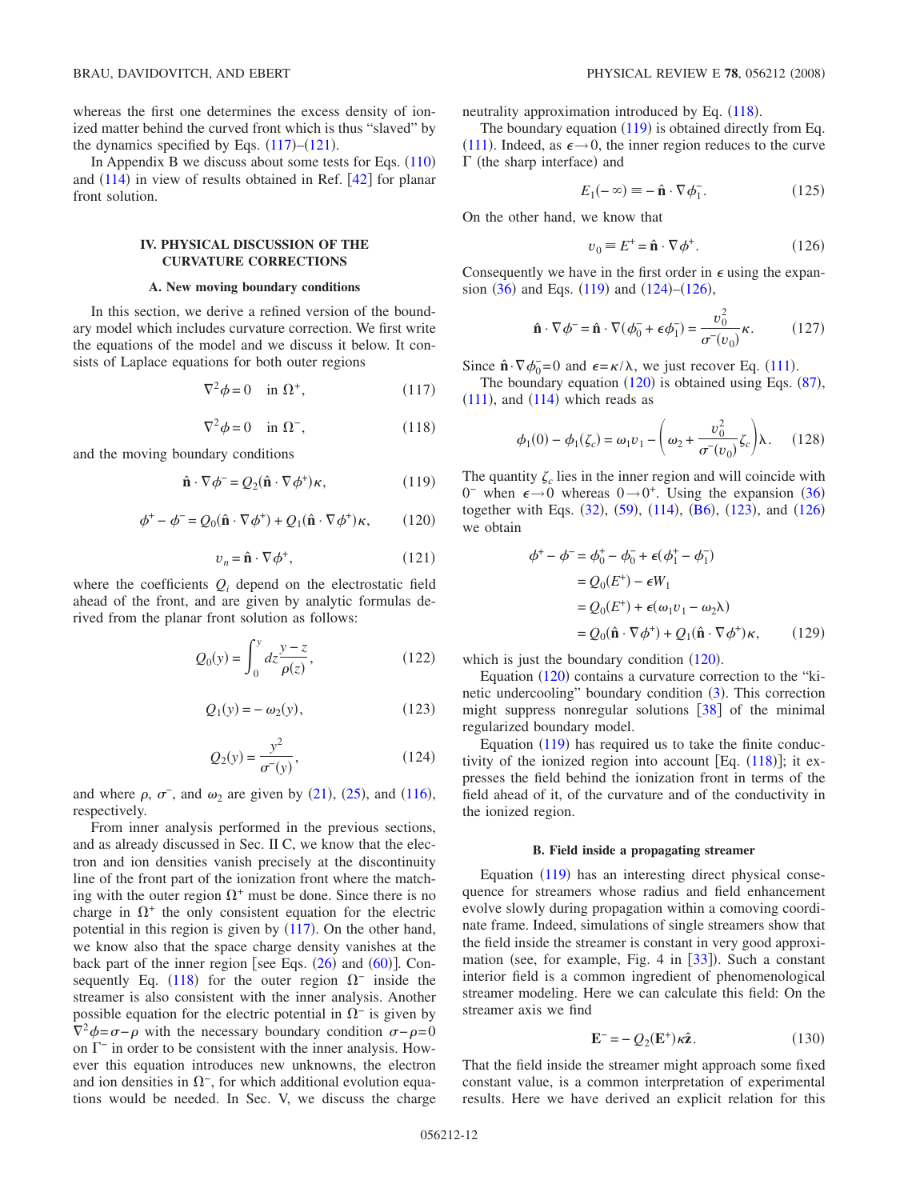whereas the first one determines the excess density of ionized matter behind the curved front which is thus "slaved" by the dynamics specified by Eqs. (117)–(121).

In Appendix B we discuss about some tests for Eqs. (110) and (114) in view of results obtained in Ref. [42] for planar front solution.

## IV. PHYSICAL DISCUSSION OF THE CURVATURE CORRECTIONS

### A. New moving boundary conditions

In this section, we derive a refined version of the boundary model which includes curvature correction. We first write the equations of the model and we discuss it below. It consists of Laplace equations for both outer regions

$$\nabla^2\phi = 0 \quad \text{in } \Omega^+, \tag{117}$$

$$\nabla^2\phi = 0 \quad \text{in } \Omega^-, \tag{118}$$

and the moving boundary conditions

$$\hat{\mathbf{n}}\cdot\nabla\phi^- = Q_2(\hat{\mathbf{n}}\cdot\nabla\phi^+)\kappa, \tag{119}$$

$$\phi^+ - \phi^- = Q_0(\hat{\mathbf{n}}\cdot\nabla\phi^+) + Q_1(\hat{\mathbf{n}}\cdot\nabla\phi^+)\kappa, \tag{120}$$

$$v_n = \hat{\mathbf{n}}\cdot\nabla\phi^+, \tag{121}$$

where the coefficients $Q_i$ depend on the electrostatic field ahead of the front, and are given by analytic formulas derived from the planar front solution as follows:

$$Q_0(y) = \int_0^y dz\frac{y-z}{\rho(z)}, \tag{122}$$

$$Q_1(y) = -\omega_2(y), \tag{123}$$

$$Q_2(y) = \frac{y^2}{\sigma^-(y)}, \tag{124}$$

and where $\rho$, $\sigma^-$, and $\omega_2$ are given by (21), (25), and (116), respectively.

From inner analysis performed in the previous sections, and as already discussed in Sec. II C, we know that the electron and ion densities vanish precisely at the discontinuity line of the front part of the ionization front where the matching with the outer region $\Omega^+$ must be done. Since there is no charge in $\Omega^+$ the only consistent equation for the electric potential in this region is given by (117). On the other hand, we know also that the space charge density vanishes at the back part of the inner region [see Eqs. (26) and (60)]. Consequently Eq. (118) for the outer region $\Omega^-$ inside the streamer is also consistent with the inner analysis. Another possible equation for the electric potential in $\Omega^-$ is given by $\nabla^2\phi=\sigma-\rho$ with the necessary boundary condition $\sigma-\rho=0$ on $\Gamma^-$ in order to be consistent with the inner analysis. However this equation introduces new unknowns, the electron and ion densities in $\Omega^-$, for which additional evolution equations would be needed. In Sec. V, we discuss the charge neutrality approximation introduced by Eq. (118).

The boundary equation (119) is obtained directly from Eq. (111). Indeed, as $\epsilon\to 0$, the inner region reduces to the curve $\Gamma$ (the sharp interface) and

$$E_1(-\infty) \equiv -\hat{\mathbf{n}}\cdot\nabla\phi_1^-. \tag{125}$$

On the other hand, we know that

$$v_0 \equiv E^+ = \hat{\mathbf{n}}\cdot\nabla\phi^+. \tag{126}$$

Consequently we have in the first order in $\epsilon$ using the expansion (36) and Eqs. (119) and (124)–(126),

$$\hat{\mathbf{n}}\cdot\nabla\phi^- = \hat{\mathbf{n}}\cdot\nabla(\phi_0^- + \epsilon\phi_1^-) = \frac{v_0^2}{\sigma^-(v_0)}\kappa. \tag{127}$$

Since $\hat{\mathbf{n}}\cdot\nabla\phi_0^-=0$ and $\epsilon=\kappa/\lambda$, we just recover Eq. (111).

The boundary equation (120) is obtained using Eqs. (87), (111), and (114) which reads as

$$\phi_1(0) - \phi_1(\zeta_c) = \omega_1 v_1 - \left(\omega_2 + \frac{v_0^2}{\sigma^-(v_0)}\zeta_c\right)\lambda. \tag{128}$$

The quantity $\zeta_c$ lies in the inner region and will coincide with $0^-$ when $\epsilon\to 0$ whereas $0\to 0^+$. Using the expansion (36) together with Eqs. (32), (59), (114), (B6), (123), and (126) we obtain

$$\begin{aligned}
\phi^+ - \phi^- &= \phi_0^+ - \phi_0^- + \epsilon(\phi_1^+ - \phi_1^-)\\
&= Q_0(E^+) - \epsilon W_1\\
&= Q_0(E^+) + \epsilon(\omega_1 v_1 - \omega_2\lambda)\\
&= Q_0(\hat{\mathbf{n}}\cdot\nabla\phi^+) + Q_1(\hat{\mathbf{n}}\cdot\nabla\phi^+)\kappa,
\end{aligned} \tag{129}$$

which is just the boundary condition (120).

Equation (120) contains a curvature correction to the "kinetic undercooling" boundary condition (3). This correction might suppress nonregular solutions [38] of the minimal regularized boundary model.

Equation (119) has required us to take the finite conductivity of the ionized region into account [Eq. (118)]; it expresses the field behind the ionization front in terms of the field ahead of it, of the curvature and of the conductivity in the ionized region.

### B. Field inside a propagating streamer

Equation (119) has an interesting direct physical consequence for streamers whose radius and field enhancement evolve slowly during propagation within a comoving coordinate frame. Indeed, simulations of single streamers show that the field inside the streamer is constant in very good approximation (see, for example, Fig. 4 in [33]). Such a constant interior field is a common ingredient of phenomenological streamer modeling. Here we can calculate this field: On the streamer axis we find

$$\mathbf{E}^- = -Q_2(\mathbf{E}^+)\kappa\hat{\mathbf{z}}. \tag{130}$$

That the field inside the streamer might approach some fixed constant value, is a common interpretation of experimental results. Here we have derived an explicit relation for this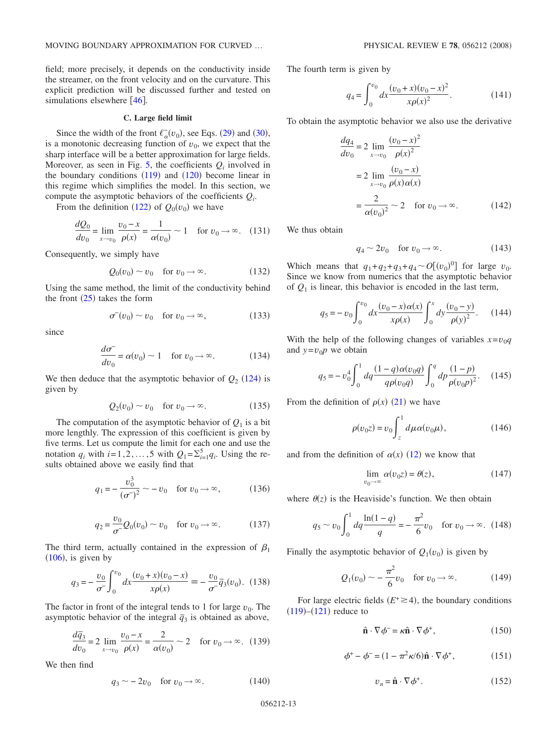field; more precisely, it depends on the conductivity inside the streamer, on the front velocity and on the curvature. This explicit prediction will be discussed further and tested on simulations elsewhere [46].

### C. Large field limit

Since the width of the front $\ell_\alpha^-(v_0)$, see Eqs. (29) and (30), is a monotonic decreasing function of $v_0$, we expect that the sharp interface will be a better approximation for large fields. Moreover, as seen in Fig. 5, the coefficients $Q_i$ involved in the boundary conditions (119) and (120) become linear in this regime which simplifies the model. In this section, we compute the asymptotic behaviors of the coefficients $Q_i$.

From the definition (122) of $Q_0(v_0)$ we have

$$\frac{dQ_0}{dv_0} = \lim_{x\to v_0} \frac{v_0 - x}{\rho(x)} = \frac{1}{\alpha(v_0)} \sim 1 \quad \text{for } v_0 \to \infty. \quad (131)$$

Consequently, we simply have

$$Q_0(v_0) \sim v_0 \quad \text{for } v_0 \to \infty. \quad (132)$$

Using the same method, the limit of the conductivity behind the front (25) takes the form

$$\sigma^-(v_0) \sim v_0 \quad \text{for } v_0 \to \infty, \quad (133)$$

since

$$\frac{d\sigma^-}{dv_0} = \alpha(v_0) \sim 1 \quad \text{for } v_0 \to \infty. \quad (134)$$

We then deduce that the asymptotic behavior of $Q_2$ (124) is given by

$$Q_2(v_0) \sim v_0 \quad \text{for } v_0 \to \infty. \quad (135)$$

The computation of the asymptotic behavior of $Q_1$ is a bit more lengthly. The expression of this coefficient is given by five terms. Let us compute the limit for each one and use the notation $q_i$ with $i=1,2,\ldots,5$ with $Q_1 = \Sigma_{i=1}^5 q_i$. Using the results obtained above we easily find that

$$q_1 = -\frac{v_0^3}{(\sigma^-)^2} \sim -v_0 \quad \text{for } v_0 \to \infty, \quad (136)$$

$$q_2 = \frac{v_0}{\sigma^-} Q_0(v_0) \sim v_0 \quad \text{for } v_0 \to \infty. \quad (137)$$

The third term, actually contained in the expression of $\beta_1$ (106), is given by

$$q_3 = -\frac{v_0}{\sigma^-}\int_0^{v_0} dx \frac{(v_0 + x)(v_0 - x)}{x\rho(x)} \equiv -\frac{v_0}{\sigma^-}\bar{q}_3(v_0). \quad (138)$$

The factor in front of the integral tends to 1 for large $v_0$. The asymptotic behavior of the integral $\bar{q}_3$ is obtained as above,

$$\frac{d\bar{q}_3}{dv_0} = 2 \lim_{x\to v_0} \frac{v_0 - x}{\rho(x)} = \frac{2}{\alpha(v_0)} \sim 2 \quad \text{for } v_0 \to \infty. \quad (139)$$

We then find

$$q_3 \sim -2v_0 \quad \text{for } v_0 \to \infty. \quad (140)$$

The fourth term is given by

$$q_4 = \int_0^{v_0} dx \frac{(v_0 + x)(v_0 - x)^2}{x\rho(x)^2}. \quad (141)$$

To obtain the asymptotic behavior we also use the derivative

$$\begin{aligned}\frac{dq_4}{dv_0} &= 2 \lim_{x\to v_0} \frac{(v_0 - x)^2}{\rho(x)^2} \\ &= 2 \lim_{x\to v_0} \frac{(v_0 - x)}{\rho(x)\alpha(x)} \\ &= \frac{2}{\alpha(v_0)^2} \sim 2 \quad \text{for } v_0 \to \infty. \end{aligned} \quad (142)$$

We thus obtain

$$q_4 \sim 2v_0 \quad \text{for } v_0 \to \infty. \quad (143)$$

Which means that $q_1 + q_2 + q_3 + q_4 \sim O[(v_0)^0]$ for large $v_0$. Since we know from numerics that the asymptotic behavior of $Q_1$ is linear, this behavior is encoded in the last term,

$$q_5 = -v_0 \int_0^{v_0} dx \frac{(v_0 - x)\alpha(x)}{x\rho(x)} \int_0^x dy \frac{(v_0 - y)}{\rho(y)^2}. \quad (144)$$

With the help of the following changes of variables $x = v_0 q$ and $y = v_0 p$ we obtain

$$q_5 = -v_0^4 \int_0^1 dq \frac{(1-q)\alpha(v_0 q)}{q\rho(v_0 q)} \int_0^q dp \frac{(1-p)}{\rho(v_0 p)^2}. \quad (145)$$

From the definition of $\rho(x)$ (21) we have

$$\rho(v_0 z) = v_0 \int_z^1 d\mu\, \alpha(v_0 \mu), \quad (146)$$

and from the definition of $\alpha(x)$ (12) we know that

$$\lim_{v_0\to\infty} \alpha(v_0 z) = \theta(z), \quad (147)$$

where $\theta(z)$ is the Heaviside's function. We then obtain

$$q_5 \sim v_0 \int_0^1 dq \frac{\ln(1-q)}{q} = -\frac{\pi^2}{6} v_0 \quad \text{for } v_0 \to \infty. \quad (148)$$

Finally the asymptotic behavior of $Q_1(v_0)$ is given by

$$Q_1(v_0) \sim -\frac{\pi^2}{6} v_0 \quad \text{for } v_0 \to \infty. \quad (149)$$

For large electric fields ($E^+ \gtrsim 4$), the boundary conditions (119)–(121) reduce to

$$\hat{\mathbf{n}} \cdot \nabla \phi^- = \kappa \hat{\mathbf{n}} \cdot \nabla \phi^+, \quad (150)$$

$$\phi^+ - \phi^- = (1 - \pi^2 \kappa/6) \hat{\mathbf{n}} \cdot \nabla \phi^+, \quad (151)$$

$$v_n = \hat{\mathbf{n}} \cdot \nabla \phi^+. \quad (152)$$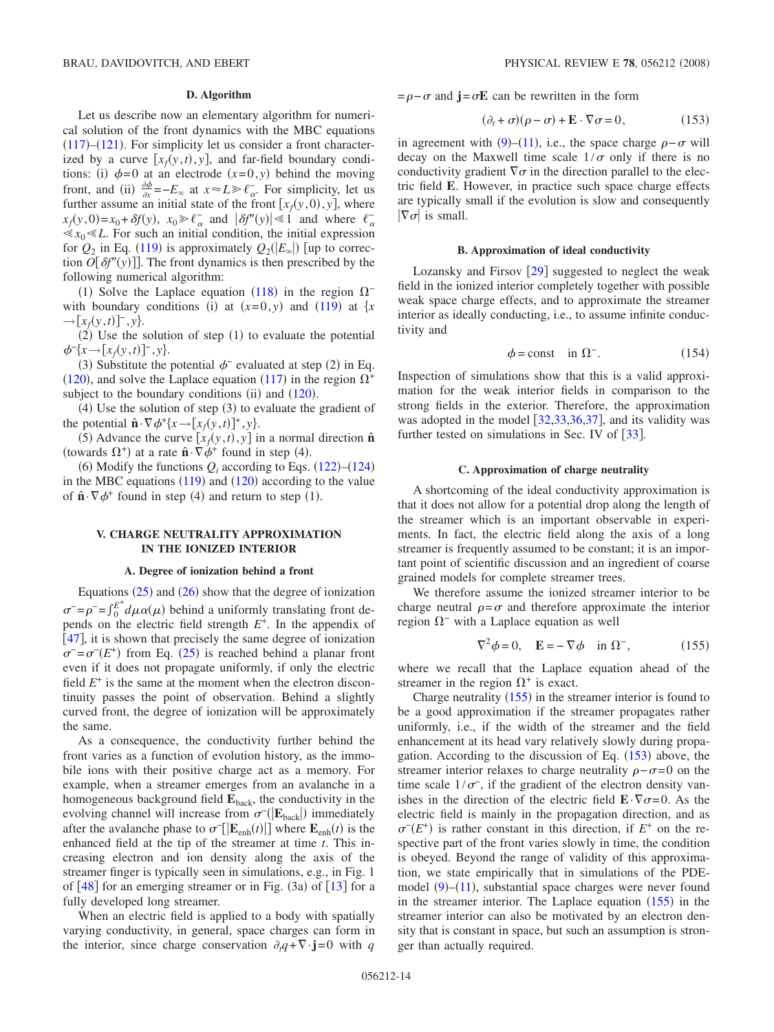### D. Algorithm

Let us describe now an elementary algorithm for numerical solution of the front dynamics with the MBC equations (117)–(121). For simplicity let us consider a front characterized by a curve $[x_f(y,t),y]$, and far-field boundary conditions: (i) $\phi=0$ at an electrode $(x=0,y)$ behind the moving front, and (ii) $\frac{\partial\phi}{\partial x}=-E_\infty$ at $x\approx L \gg \ell_\alpha^-$. For simplicity, let us further assume an initial state of the front $[x_f(y,0),y]$, where $x_f(y,0)=x_0+\delta f(y)$, $x_0 \gg \ell_\alpha^-$ and $|\delta f''(y)| \ll 1$ and where $\ell_\alpha^- \ll x_0 \ll L$. For such an initial condition, the initial expression for $Q_2$ in Eq. (119) is approximately $Q_2(|E_\infty|)$ [up to correction $O[\delta f''(y)]$]. The front dynamics is then prescribed by the following numerical algorithm:

(1) Solve the Laplace equation (118) in the region $\Omega^-$ with boundary conditions (i) at $(x=0,y)$ and (119) at $\{x \to [x_f(y,t)]^-,y\}$.

(2) Use the solution of step (1) to evaluate the potential $\phi^-\{x\to[x_f(y,t)]^-,y\}$.

(3) Substitute the potential $\phi^-$ evaluated at step (2) in Eq. (120), and solve the Laplace equation (117) in the region $\Omega^+$ subject to the boundary conditions (ii) and (120).

(4) Use the solution of step (3) to evaluate the gradient of the potential $\hat{\mathbf{n}}\cdot\nabla\phi^+\{x\to[x_f(y,t)]^+,y\}$.

(5) Advance the curve $[x_f(y,t),y]$ in a normal direction $\hat{\mathbf{n}}$ (towards $\Omega^+$) at a rate $\hat{\mathbf{n}}\cdot\nabla\phi^+$ found in step (4).

(6) Modify the functions $Q_i$ according to Eqs. (122)–(124) in the MBC equations (119) and (120) according to the value of $\hat{\mathbf{n}}\cdot\nabla\phi^+$ found in step (4) and return to step (1).

## V. CHARGE NEUTRALITY APPROXIMATION IN THE IONIZED INTERIOR

### A. Degree of ionization behind a front

Equations (25) and (26) show that the degree of ionization $\sigma^-=\rho^-=\int_0^{E^+} d\mu\,\alpha(\mu)$ behind a uniformly translating front depends on the electric field strength $E^+$. In the appendix of [47], it is shown that precisely the same degree of ionization $\sigma^-=\sigma^-(E^+)$ from Eq. (25) is reached behind a planar front even if it does not propagate uniformly, if only the electric field $E^+$ is the same at the moment when the electron discontinuity passes the point of observation. Behind a slightly curved front, the degree of ionization will be approximately the same.

As a consequence, the conductivity further behind the front varies as a function of evolution history, as the immobile ions with their positive charge act as a memory. For example, when a streamer emerges from an avalanche in a homogeneous background field $\mathbf{E}_{\text{back}}$, the conductivity in the evolving channel will increase from $\sigma^-(|\mathbf{E}_{\text{back}}|)$ immediately after the avalanche phase to $\sigma^-[|\mathbf{E}_{\text{enh}}(t)|]$ where $\mathbf{E}_{\text{enh}}(t)$ is the enhanced field at the tip of the streamer at time $t$. This increasing electron and ion density along the axis of the streamer finger is typically seen in simulations, e.g., in Fig. 1 of [48] for an emerging streamer or in Fig. (3a) of [13] for a fully developed long streamer.

When an electric field is applied to a body with spatially varying conductivity, in general, space charges can form in the interior, since charge conservation $\partial_t q+\nabla\cdot\mathbf{j}=0$ with $q=\rho-\sigma$ and $\mathbf{j}=\sigma\mathbf{E}$ can be rewritten in the form

$$(\partial_t+\sigma)(\rho-\sigma)+\mathbf{E}\cdot\nabla\sigma=0, \tag{153}$$

in agreement with (9)–(11), i.e., the space charge $\rho-\sigma$ will decay on the Maxwell time scale $1/\sigma$ only if there is no conductivity gradient $\nabla\sigma$ in the direction parallel to the electric field $\mathbf{E}$. However, in practice such space charge effects are typically small if the evolution is slow and consequently $|\nabla\sigma|$ is small.

### B. Approximation of ideal conductivity

Lozansky and Firsov [29] suggested to neglect the weak field in the ionized interior completely together with possible weak space charge effects, and to approximate the streamer interior as ideally conducting, i.e., to assume infinite conductivity and

$$\phi=\text{const} \quad \text{in } \Omega^-. \tag{154}$$

Inspection of simulations show that this is a valid approximation for the weak interior fields in comparison to the strong fields in the exterior. Therefore, the approximation was adopted in the model [32,33,36,37], and its validity was further tested on simulations in Sec. IV of [33].

### C. Approximation of charge neutrality

A shortcoming of the ideal conductivity approximation is that it does not allow for a potential drop along the length of the streamer which is an important observable in experiments. In fact, the electric field along the axis of a long streamer is frequently assumed to be constant; it is an important point of scientific discussion and an ingredient of coarse grained models for complete streamer trees.

We therefore assume the ionized streamer interior to be charge neutral $\rho=\sigma$ and therefore approximate the interior region $\Omega^-$ with a Laplace equation as well

$$\nabla^2\phi=0, \quad \mathbf{E}=-\nabla\phi \quad \text{in } \Omega^-, \tag{155}$$

where we recall that the Laplace equation ahead of the streamer in the region $\Omega^+$ is exact.

Charge neutrality (155) in the streamer interior is found to be a good approximation if the streamer propagates rather uniformly, i.e., if the width of the streamer and the field enhancement at its head vary relatively slowly during propagation. According to the discussion of Eq. (153) above, the streamer interior relaxes to charge neutrality $\rho-\sigma=0$ on the time scale $1/\sigma^-$, if the gradient of the electron density vanishes in the direction of the electric field $\mathbf{E}\cdot\nabla\sigma=0$. As the electric field is mainly in the propagation direction, and as $\sigma^-(E^+)$ is rather constant in this direction, if $E^+$ on the respective part of the front varies slowly in time, the condition is obeyed. Beyond the range of validity of this approximation, we state empirically that in simulations of the PDE-model (9)–(11), substantial space charges were never found in the streamer interior. The Laplace equation (155) in the streamer interior can also be motivated by an electron density that is constant in space, but such an assumption is stronger than actually required.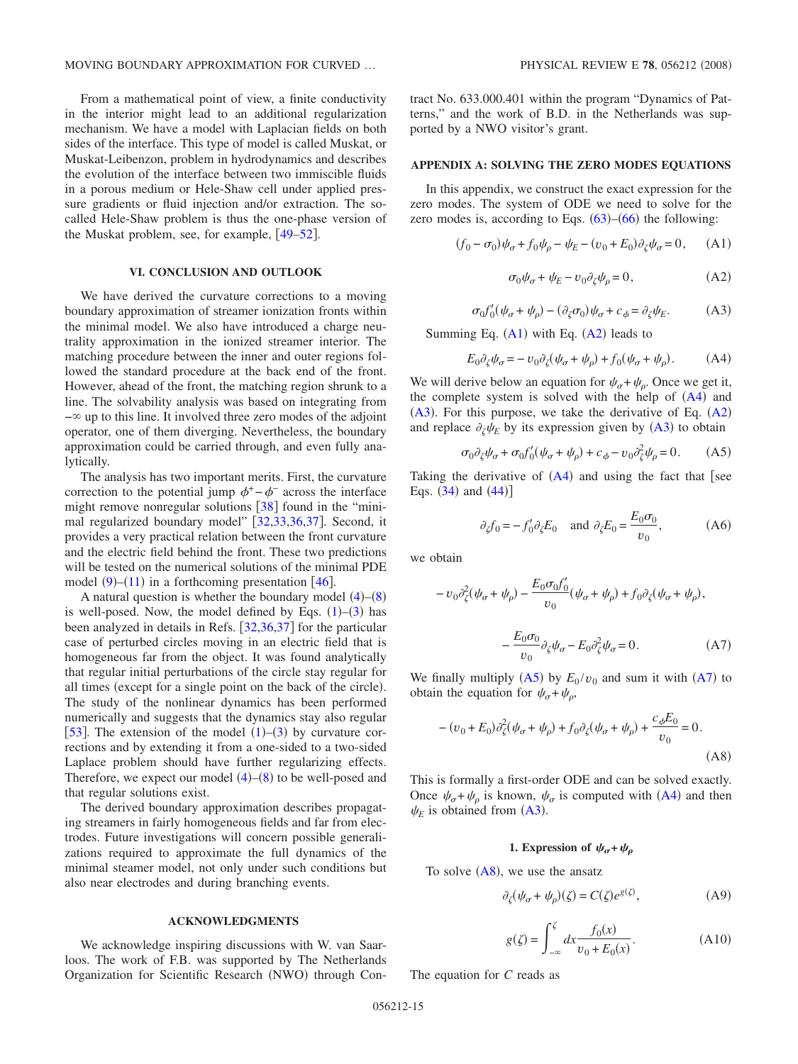From a mathematical point of view, a finite conductivity in the interior might lead to an additional regularization mechanism. We have a model with Laplacian fields on both sides of the interface. This type of model is called Muskat, or Muskat-Leibenzon, problem in hydrodynamics and describes the evolution of the interface between two immiscible fluids in a porous medium or Hele-Shaw cell under applied pressure gradients or fluid injection and/or extraction. The so-called Hele-Shaw problem is thus the one-phase version of the Muskat problem, see, for example, [49–52].

## VI. CONCLUSION AND OUTLOOK

We have derived the curvature corrections to a moving boundary approximation of streamer ionization fronts within the minimal model. We also have introduced a charge neutrality approximation in the ionized streamer interior. The matching procedure between the inner and outer regions followed the standard procedure at the back end of the front. However, ahead of the front, the matching region shrunk to a line. The solvability analysis was based on integrating from $-\infty$ up to this line. It involved three zero modes of the adjoint operator, one of them diverging. Nevertheless, the boundary approximation could be carried through, and even fully analytically.

The analysis has two important merits. First, the curvature correction to the potential jump $\phi^+ - \phi^-$ across the interface might remove nonregular solutions [38] found in the "minimal regularized boundary model" [32,33,36,37]. Second, it provides a very practical relation between the front curvature and the electric field behind the front. These two predictions will be tested on the numerical solutions of the minimal PDE model (9)–(11) in a forthcoming presentation [46].

A natural question is whether the boundary model (4)–(8) is well-posed. Now, the model defined by Eqs. (1)–(3) has been analyzed in details in Refs. [32,36,37] for the particular case of perturbed circles moving in an electric field that is homogeneous far from the object. It was found analytically that regular initial perturbations of the circle stay regular for all times (except for a single point on the back of the circle). The study of the nonlinear dynamics has been performed numerically and suggests that the dynamics stay also regular [53]. The extension of the model (1)–(3) by curvature corrections and by extending it from a one-sided to a two-sided Laplace problem should have further regularizing effects. Therefore, we expect our model (4)–(8) to be well-posed and that regular solutions exist.

The derived boundary approximation describes propagating streamers in fairly homogeneous fields and far from electrodes. Future investigations will concern possible generalizations required to approximate the full dynamics of the minimal steamer model, not only under such conditions but also near electrodes and during branching events.

## ACKNOWLEDGMENTS

We acknowledge inspiring discussions with W. van Saarloos. The work of F.B. was supported by The Netherlands Organization for Scientific Research (NWO) through Contract No. 633.000.401 within the program "Dynamics of Patterns," and the work of B.D. in the Netherlands was supported by a NWO visitor's grant.

## APPENDIX A: SOLVING THE ZERO MODES EQUATIONS

In this appendix, we construct the exact expression for the zero modes. The system of ODE we need to solve for the zero modes is, according to Eqs. (63)–(66) the following:

$$(f_0 - \sigma_0)\psi_\sigma + f_0\psi_\rho - \psi_E - (v_0 + E_0)\partial_\zeta \psi_\sigma = 0, \qquad \text{(A1)}$$

$$\sigma_0\psi_\sigma + \psi_E - v_0\partial_\zeta \psi_\rho = 0, \qquad \text{(A2)}$$

$$\sigma_0 f_0'(\psi_\sigma + \psi_\rho) - (\partial_\zeta \sigma_0)\psi_\sigma + c_\phi = \partial_\zeta \psi_E. \qquad \text{(A3)}$$

Summing Eq. (A1) with Eq. (A2) leads to

$$E_0\partial_\zeta \psi_\sigma = -v_0\partial_\zeta(\psi_\sigma + \psi_\rho) + f_0(\psi_\sigma + \psi_\rho). \qquad \text{(A4)}$$

We will derive below an equation for $\psi_\sigma + \psi_\rho$. Once we get it, the complete system is solved with the help of (A4) and (A3). For this purpose, we take the derivative of Eq. (A2) and replace $\partial_\zeta \psi_E$ by its expression given by (A3) to obtain

$$\sigma_0\partial_\zeta \psi_\sigma + \sigma_0 f_0'(\psi_\sigma + \psi_\rho) + c_\phi - v_0\partial_\zeta^2 \psi_\rho = 0. \qquad \text{(A5)}$$

Taking the derivative of (A4) and using the fact that [see Eqs. (34) and (44)]

$$\partial_\zeta f_0 = -f_0'\partial_\zeta E_0 \quad \text{and } \partial_\zeta E_0 = \frac{E_0\sigma_0}{v_0}, \qquad \text{(A6)}$$

we obtain

$$-v_0\partial_\zeta^2(\psi_\sigma + \psi_\rho) - \frac{E_0\sigma_0 f_0'}{v_0}(\psi_\sigma + \psi_\rho) + f_0\partial_\zeta(\psi_\sigma + \psi_\rho),$$

$$-\frac{E_0\sigma_0}{v_0}\partial_\zeta \psi_\sigma - E_0\partial_\zeta^2 \psi_\sigma = 0. \qquad \text{(A7)}$$

We finally multiply (A5) by $E_0/v_0$ and sum it with (A7) to obtain the equation for $\psi_\sigma + \psi_\rho$,

$$-(v_0 + E_0)\partial_\zeta^2(\psi_\sigma + \psi_\rho) + f_0\partial_\zeta(\psi_\sigma + \psi_\rho) + \frac{c_\phi E_0}{v_0} = 0. \qquad \text{(A8)}$$

This is formally a first-order ODE and can be solved exactly. Once $\psi_\sigma + \psi_\rho$ is known, $\psi_\sigma$ is computed with (A4) and then $\psi_E$ is obtained from (A3).

### 1. Expression of $\psi_\sigma + \psi_\rho$

To solve (A8), we use the ansatz

$$\partial_\zeta(\psi_\sigma + \psi_\rho)(\zeta) = C(\zeta)e^{g(\zeta)}, \qquad \text{(A9)}$$

$$g(\zeta) = \int_{-\infty}^{\zeta} dx \frac{f_0(x)}{v_0 + E_0(x)}. \qquad \text{(A10)}$$

The equation for $C$ reads as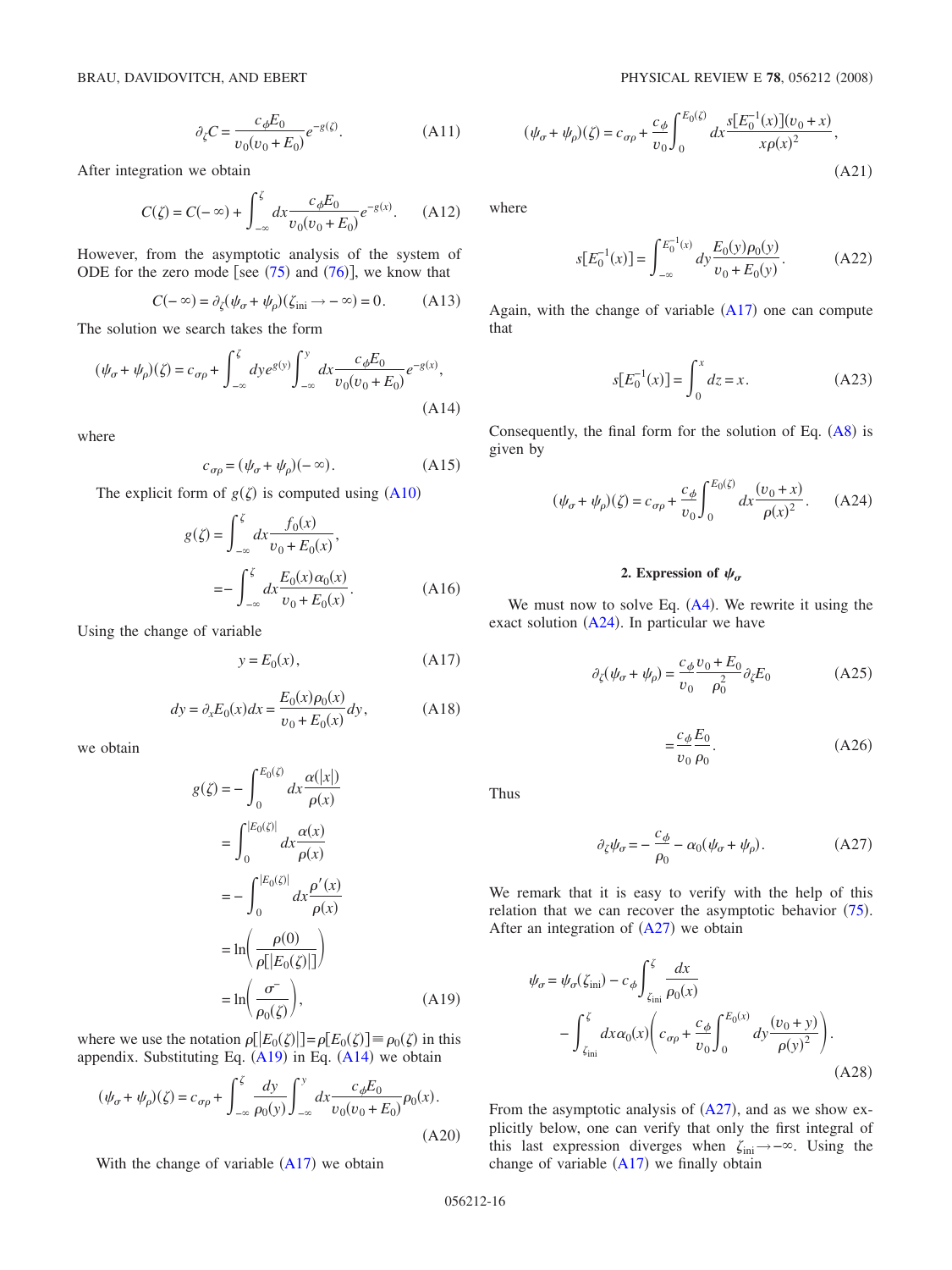$$\partial_\zeta C = \frac{c_\phi E_0}{v_0(v_0+E_0)} e^{-g(\zeta)}. \tag{A11}$$

After integration we obtain

$$C(\zeta) = C(-\infty) + \int_{-\infty}^{\zeta} dx \frac{c_\phi E_0}{v_0(v_0+E_0)} e^{-g(x)}. \tag{A12}$$

However, from the asymptotic analysis of the system of ODE for the zero mode [see (75) and (76)], we know that

$$C(-\infty) = \partial_\zeta(\psi_\sigma + \psi_\rho)(\zeta_{\text{ini}} \to -\infty) = 0. \tag{A13}$$

The solution we search takes the form

$$(\psi_\sigma + \psi_\rho)(\zeta) = c_{\sigma\rho} + \int_{-\infty}^{\zeta} dy e^{g(y)} \int_{-\infty}^{y} dx \frac{c_\phi E_0}{v_0(v_0+E_0)} e^{-g(x)}, \tag{A14}$$

where

$$c_{\sigma\rho} = (\psi_\sigma + \psi_\rho)(-\infty). \tag{A15}$$

The explicit form of $g(\zeta)$ is computed using (A10)

$$\begin{aligned} g(\zeta) &= \int_{-\infty}^{\zeta} dx \frac{f_0(x)}{v_0 + E_0(x)}, \\ &= -\int_{-\infty}^{\zeta} dx \frac{E_0(x)\alpha_0(x)}{v_0 + E_0(x)}. \end{aligned} \tag{A16}$$

Using the change of variable

$$y = E_0(x), \tag{A17}$$

$$dy = \partial_x E_0(x) dx = \frac{E_0(x)\rho_0(x)}{v_0 + E_0(x)} dy, \tag{A18}$$

we obtain

$$\begin{aligned} g(\zeta) &= -\int_0^{E_0(\zeta)} dx \frac{\alpha(|x|)}{\rho(x)} \\ &= \int_0^{|E_0(\zeta)|} dx \frac{\alpha(x)}{\rho(x)} \\ &= -\int_0^{|E_0(\zeta)|} dx \frac{\rho'(x)}{\rho(x)} \\ &= \ln\left(\frac{\rho(0)}{\rho[|E_0(\zeta)|]}\right) \\ &= \ln\left(\frac{\sigma^-}{\rho_0(\zeta)}\right), \end{aligned} \tag{A19}$$

where we use the notation $\rho[|E_0(\zeta)|] = \rho[E_0(\zeta)] \equiv \rho_0(\zeta)$ in this appendix. Substituting Eq. (A19) in Eq. (A14) we obtain

$$(\psi_\sigma + \psi_\rho)(\zeta) = c_{\sigma\rho} + \int_{-\infty}^{\zeta} \frac{dy}{\rho_0(y)} \int_{-\infty}^{y} dx \frac{c_\phi E_0}{v_0(v_0+E_0)} \rho_0(x). \tag{A20}$$

With the change of variable (A17) we obtain

$$(\psi_\sigma + \psi_\rho)(\zeta) = c_{\sigma\rho} + \frac{c_\phi}{v_0} \int_0^{E_0(\zeta)} dx \frac{s[E_0^{-1}(x)](v_0 + x)}{x \rho(x)^2}, \tag{A21}$$

where

$$s[E_0^{-1}(x)] = \int_{-\infty}^{E_0^{-1}(x)} dy \frac{E_0(y)\rho_0(y)}{v_0 + E_0(y)}. \tag{A22}$$

Again, with the change of variable (A17) one can compute that

$$s[E_0^{-1}(x)] = \int_0^x dz = x. \tag{A23}$$

Consequently, the final form for the solution of Eq. (A8) is given by

$$(\psi_\sigma + \psi_\rho)(\zeta) = c_{\sigma\rho} + \frac{c_\phi}{v_0} \int_0^{E_0(\zeta)} dx \frac{(v_0 + x)}{\rho(x)^2}. \tag{A24}$$

### 2. Expression of $\psi_\sigma$

We must now to solve Eq. (A4). We rewrite it using the exact solution (A24). In particular we have

$$\partial_\zeta(\psi_\sigma + \psi_\rho) = \frac{c_\phi}{v_0} \frac{v_0 + E_0}{\rho_0^2} \partial_\zeta E_0 \tag{A25}$$

$$= \frac{c_\phi}{v_0} \frac{E_0}{\rho_0}. \tag{A26}$$

Thus

$$\partial_\zeta \psi_\sigma = -\frac{c_\phi}{\rho_0} - \alpha_0(\psi_\sigma + \psi_\rho). \tag{A27}$$

We remark that it is easy to verify with the help of this relation that we can recover the asymptotic behavior (75). After an integration of (A27) we obtain

$$\psi_\sigma = \psi_\sigma(\zeta_{\text{ini}}) - c_\phi \int_{\zeta_{\text{ini}}}^{\zeta} \frac{dx}{\rho_0(x)} - \int_{\zeta_{\text{ini}}}^{\zeta} dx \alpha_0(x) \left( c_{\sigma\rho} + \frac{c_\phi}{v_0} \int_0^{E_0(x)} dy \frac{(v_0 + y)}{\rho(y)^2} \right). \tag{A28}$$

From the asymptotic analysis of (A27), and as we show explicitly below, one can verify that only the first integral of this last expression diverges when $\zeta_{\text{ini}} \to -\infty$. Using the change of variable (A17) we finally obtain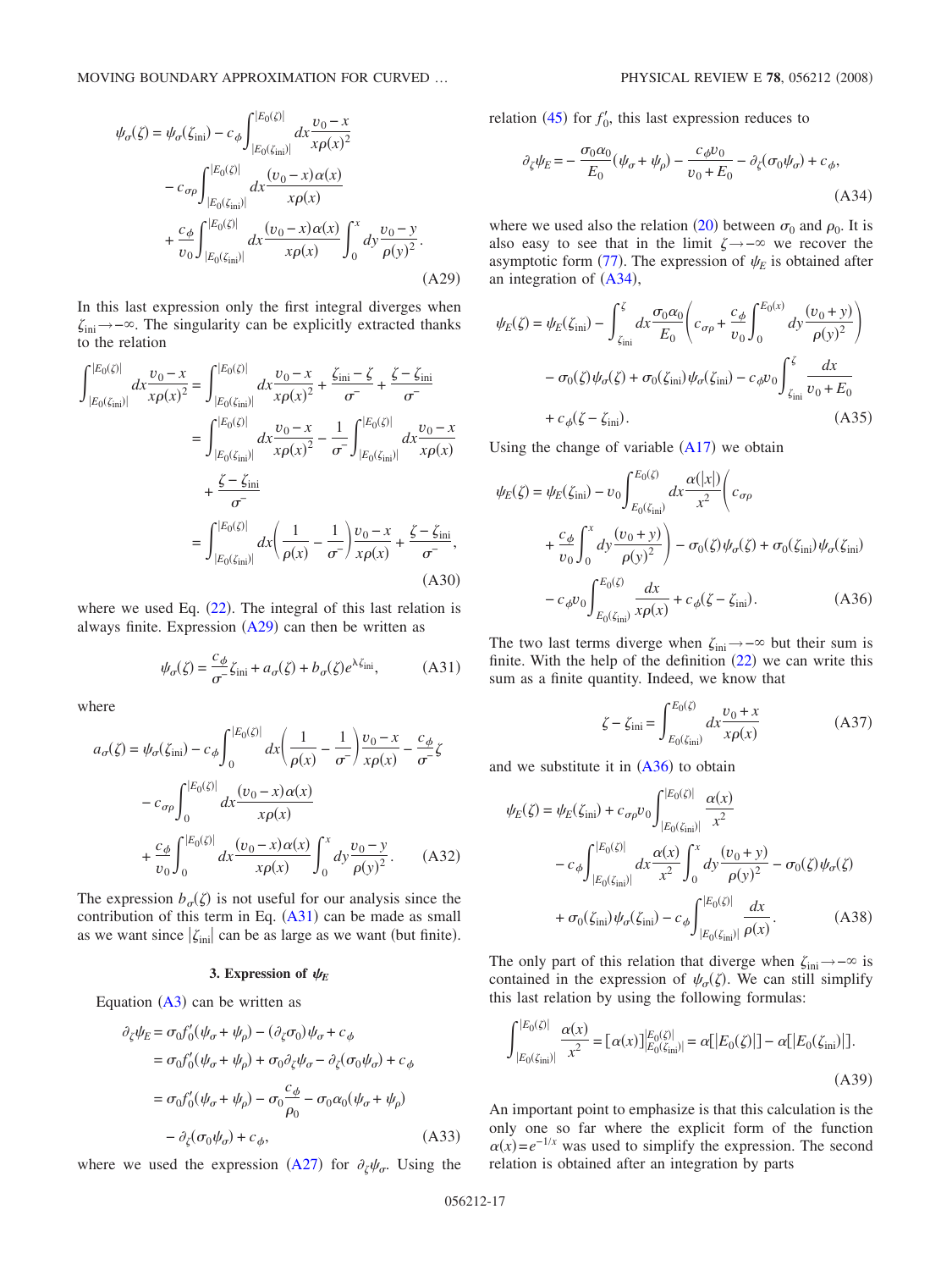$$
\begin{aligned}
\psi_\sigma(\zeta) = \psi_\sigma(\zeta_{\text{ini}}) - c_\phi \int_{|E_0(\zeta_{\text{ini}})|}^{|E_0(\zeta)|} dx \frac{v_0 - x}{x\rho(x)^2} \\
- c_{\sigma\rho} \int_{|E_0(\zeta_{\text{ini}})|}^{|E_0(\zeta)|} dx \frac{(v_0 - x)\alpha(x)}{x\rho(x)} \\
+ \frac{c_\phi}{v_0} \int_{|E_0(\zeta_{\text{ini}})|}^{|E_0(\zeta)|} dx \frac{(v_0 - x)\alpha(x)}{x\rho(x)} \int_0^x dy \frac{v_0 - y}{\rho(y)^2}.
\end{aligned}
\tag{A29}
$$

In this last expression only the first integral diverges when $\zeta_{\text{ini}} \to -\infty$. The singularity can be explicitly extracted thanks to the relation

$$
\begin{aligned}
\int_{|E_0(\zeta_{\text{ini}})|}^{|E_0(\zeta)|} dx \frac{v_0 - x}{x\rho(x)^2} &= \int_{|E_0(\zeta_{\text{ini}})|}^{|E_0(\zeta)|} dx \frac{v_0 - x}{x\rho(x)^2} + \frac{\zeta_{\text{ini}} - \zeta}{\sigma^-} + \frac{\zeta - \zeta_{\text{ini}}}{\sigma^-} \\
&= \int_{|E_0(\zeta_{\text{ini}})|}^{|E_0(\zeta)|} dx \frac{v_0 - x}{x\rho(x)^2} - \frac{1}{\sigma^-} \int_{|E_0(\zeta_{\text{ini}})|}^{|E_0(\zeta)|} dx \frac{v_0 - x}{x\rho(x)} \\
&\quad + \frac{\zeta - \zeta_{\text{ini}}}{\sigma^-} \\
&= \int_{|E_0(\zeta_{\text{ini}})|}^{|E_0(\zeta)|} dx \left( \frac{1}{\rho(x)} - \frac{1}{\sigma^-} \right) \frac{v_0 - x}{x\rho(x)} + \frac{\zeta - \zeta_{\text{ini}}}{\sigma^-},
\end{aligned}
\tag{A30}
$$

where we used Eq. (22). The integral of this last relation is always finite. Expression (A29) can then be written as

$$
\psi_\sigma(\zeta) = \frac{c_\phi}{\sigma^-} \zeta_{\text{ini}} + a_\sigma(\zeta) + b_\sigma(\zeta) e^{\lambda \zeta_{\text{ini}}},
\tag{A31}
$$

where

$$
\begin{aligned}
a_\sigma(\zeta) = \psi_\sigma(\zeta_{\text{ini}}) - c_\phi \int_0^{|E_0(\zeta)|} dx \left( \frac{1}{\rho(x)} - \frac{1}{\sigma^-} \right) \frac{v_0 - x}{x\rho(x)} - \frac{c_\phi}{\sigma^-} \zeta \\
- c_{\sigma\rho} \int_0^{|E_0(\zeta)|} dx \frac{(v_0 - x)\alpha(x)}{x\rho(x)} \\
+ \frac{c_\phi}{v_0} \int_0^{|E_0(\zeta)|} dx \frac{(v_0 - x)\alpha(x)}{x\rho(x)} \int_0^x dy \frac{v_0 - y}{\rho(y)^2}.
\end{aligned}
\tag{A32}
$$

The expression $b_\sigma(\zeta)$ is not useful for our analysis since the contribution of this term in Eq. (A31) can be made as small as we want since $|\zeta_{\text{ini}}|$ can be as large as we want (but finite).

### 3. Expression of $\psi_E$

Equation (A3) can be written as

$$
\begin{aligned}
\partial_\zeta \psi_E &= \sigma_0 f_0'(\psi_\sigma + \psi_\rho) - (\partial_\zeta \sigma_0)\psi_\sigma + c_\phi \\
&= \sigma_0 f_0'(\psi_\sigma + \psi_\rho) + \sigma_0 \partial_\zeta \psi_\sigma - \partial_\zeta(\sigma_0 \psi_\sigma) + c_\phi \\
&= \sigma_0 f_0'(\psi_\sigma + \psi_\rho) - \sigma_0 \frac{c_\phi}{\rho_0} - \sigma_0 \alpha_0 (\psi_\sigma + \psi_\rho) \\
&\quad - \partial_\zeta(\sigma_0 \psi_\sigma) + c_\phi,
\end{aligned}
\tag{A33}
$$

where we used the expression (A27) for $\partial_\zeta \psi_\sigma$. Using the relation (45) for $f_0'$, this last expression reduces to

$$
\partial_\zeta \psi_E = -\frac{\sigma_0 \alpha_0}{E_0}(\psi_\sigma + \psi_\rho) - \frac{c_\phi v_0}{v_0 + E_0} - \partial_\zeta(\sigma_0 \psi_\sigma) + c_\phi,
\tag{A34}
$$

where we used also the relation (20) between $\sigma_0$ and $\rho_0$. It is also easy to see that in the limit $\zeta \to -\infty$ we recover the asymptotic form (77). The expression of $\psi_E$ is obtained after an integration of (A34),

$$
\begin{aligned}
\psi_E(\zeta) = \psi_E(\zeta_{\text{ini}}) - \int_{\zeta_{\text{ini}}}^{\zeta} dx \frac{\sigma_0 \alpha_0}{E_0} \left( c_{\sigma\rho} + \frac{c_\phi}{v_0} \int_0^{E_0(x)} dy \frac{(v_0 + y)}{\rho(y)^2} \right) \\
- \sigma_0(\zeta)\psi_\sigma(\zeta) + \sigma_0(\zeta_{\text{ini}})\psi_\sigma(\zeta_{\text{ini}}) - c_\phi v_0 \int_{\zeta_{\text{ini}}}^{\zeta} \frac{dx}{v_0 + E_0} \\
+ c_\phi(\zeta - \zeta_{\text{ini}}).
\end{aligned}
\tag{A35}
$$

Using the change of variable (A17) we obtain

$$
\begin{aligned}
\psi_E(\zeta) = \psi_E(\zeta_{\text{ini}}) - v_0 \int_{E_0(\zeta_{\text{ini}})}^{E_0(\zeta)} dx \frac{\alpha(|x|)}{x^2} \Bigg( c_{\sigma\rho} \\
+ \frac{c_\phi}{v_0} \int_0^x dy \frac{(v_0 + y)}{\rho(y)^2} \Bigg) - \sigma_0(\zeta)\psi_\sigma(\zeta) + \sigma_0(\zeta_{\text{ini}})\psi_\sigma(\zeta_{\text{ini}}) \\
- c_\phi v_0 \int_{E_0(\zeta_{\text{ini}})}^{E_0(\zeta)} \frac{dx}{x\rho(x)} + c_\phi(\zeta - \zeta_{\text{ini}}).
\end{aligned}
\tag{A36}
$$

The two last terms diverge when $\zeta_{\text{ini}} \to -\infty$ but their sum is finite. With the help of the definition (22) we can write this sum as a finite quantity. Indeed, we know that

$$
\zeta - \zeta_{\text{ini}} = \int_{E_0(\zeta_{\text{ini}})}^{E_0(\zeta)} dx \frac{v_0 + x}{x\rho(x)}
\tag{A37}
$$

and we substitute it in (A36) to obtain

$$
\begin{aligned}
\psi_E(\zeta) = \psi_E(\zeta_{\text{ini}}) + c_{\sigma\rho} v_0 \int_{|E_0(\zeta_{\text{ini}})|}^{|E_0(\zeta)|} \frac{\alpha(x)}{x^2} \\
- c_\phi \int_{|E_0(\zeta_{\text{ini}})|}^{|E_0(\zeta)|} dx \frac{\alpha(x)}{x^2} \int_0^x dy \frac{(v_0 + y)}{\rho(y)^2} - \sigma_0(\zeta)\psi_\sigma(\zeta) \\
+ \sigma_0(\zeta_{\text{ini}})\psi_\sigma(\zeta_{\text{ini}}) - c_\phi \int_{|E_0(\zeta_{\text{ini}})|}^{|E_0(\zeta)|} \frac{dx}{\rho(x)}.
\end{aligned}
\tag{A38}
$$

The only part of this relation that diverge when $\zeta_{\text{ini}} \to -\infty$ is contained in the expression of $\psi_\sigma(\zeta)$. We can still simplify this last relation by using the following formulas:

$$
\int_{|E_0(\zeta_{\text{ini}})|}^{|E_0(\zeta)|} \frac{\alpha(x)}{x^2} = [\alpha(x)]_{|E_0(\zeta_{\text{ini}})|}^{|E_0(\zeta)|} = \alpha[|E_0(\zeta)|] - \alpha[|E_0(\zeta_{\text{ini}})|].
\tag{A39}
$$

An important point to emphasize is that this calculation is the only one so far where the explicit form of the function $\alpha(x) = e^{-1/x}$ was used to simplify the expression. The second relation is obtained after an integration by parts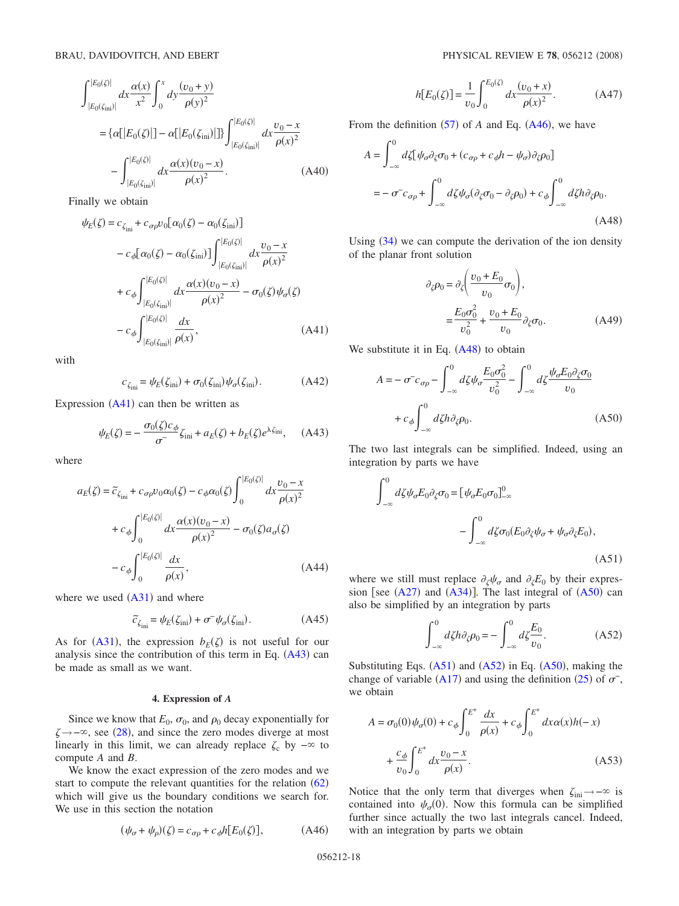$$\int_{|E_0(\zeta_{\text{ini}})|}^{|E_0(\zeta)|} dx \frac{\alpha(x)}{x^2} \int_0^x dy \frac{(v_0+y)}{\rho(y)^2}$$

$$= \{\alpha[|E_0(\zeta)|] - \alpha[|E_0(\zeta_{\text{ini}})|]\} \int_{|E_0(\zeta_{\text{ini}})|}^{|E_0(\zeta)|} dx \frac{v_0 - x}{\rho(x)^2}$$

$$- \int_{|E_0(\zeta_{\text{ini}})|}^{|E_0(\zeta)|} dx \frac{\alpha(x)(v_0-x)}{\rho(x)^2}. \tag{A40}$$

Finally we obtain

$$\psi_E(\zeta) = c_{\zeta_{\text{ini}}} + c_{\sigma\rho} v_0 [\alpha_0(\zeta) - \alpha_0(\zeta_{\text{ini}})]$$

$$- c_\phi [\alpha_0(\zeta) - \alpha_0(\zeta_{\text{ini}})] \int_{|E_0(\zeta_{\text{ini}})|}^{|E_0(\zeta)|} dx \frac{v_0 - x}{\rho(x)^2}$$

$$+ c_\phi \int_{|E_0(\zeta_{\text{ini}})|}^{|E_0(\zeta)|} dx \frac{\alpha(x)(v_0-x)}{\rho(x)^2} - \sigma_0(\zeta)\psi_\sigma(\zeta)$$

$$- c_\phi \int_{|E_0(\zeta_{\text{ini}})|}^{|E_0(\zeta)|} \frac{dx}{\rho(x)}, \tag{A41}$$

with

$$c_{\zeta_{\text{ini}}} = \psi_E(\zeta_{\text{ini}}) + \sigma_0(\zeta_{\text{ini}})\psi_\sigma(\zeta_{\text{ini}}). \tag{A42}$$

Expression (A41) can then be written as

$$\psi_E(\zeta) = -\frac{\sigma_0(\zeta) c_\phi}{\sigma^-} \zeta_{\text{ini}} + a_E(\zeta) + b_E(\zeta) e^{\lambda \zeta_{\text{ini}}}, \tag{A43}$$

where

$$a_E(\zeta) = \tilde{c}_{\zeta_{\text{ini}}} + c_{\sigma\rho} v_0 \alpha_0(\zeta) - c_\phi \alpha_0(\zeta) \int_0^{|E_0(\zeta)|} dx \frac{v_0 - x}{\rho(x)^2}$$

$$+ c_\phi \int_0^{|E_0(\zeta)|} dx \frac{\alpha(x)(v_0-x)}{\rho(x)^2} - \sigma_0(\zeta) a_\sigma(\zeta)$$

$$- c_\phi \int_0^{|E_0(\zeta)|} \frac{dx}{\rho(x)}, \tag{A44}$$

where we used (A31) and where

$$\tilde{c}_{\zeta_{\text{ini}}} = \psi_E(\zeta_{\text{ini}}) + \sigma^- \psi_\sigma(\zeta_{\text{ini}}). \tag{A45}$$

As for (A31), the expression $b_E(\zeta)$ is not useful for our analysis since the contribution of this term in Eq. (A43) can be made as small as we want.

#### 4. Expression of $A$

Since we know that $E_0$, $\sigma_0$, and $\rho_0$ decay exponentially for $\zeta \to -\infty$, see (28), and since the zero modes diverge at most linearly in this limit, we can already replace $\zeta_c$ by $-\infty$ to compute $A$ and $B$.

We know the exact expression of the zero modes and we start to compute the relevant quantities for the relation (62) which will give us the boundary conditions we search for. We use in this section the notation

$$(\psi_\sigma + \psi_\rho)(\zeta) = c_{\sigma\rho} + c_\phi h[E_0(\zeta)], \tag{A46}$$

$$h[E_0(\zeta)] = \frac{1}{v_0} \int_0^{E_0(\zeta)} dx \frac{(v_0+x)}{\rho(x)^2}. \tag{A47}$$

From the definition (57) of $A$ and Eq. (A46), we have

$$A = \int_{-\infty}^0 d\zeta [\psi_\sigma \partial_\zeta \sigma_0 + (c_{\sigma\rho} + c_\phi h - \psi_\sigma)\partial_\zeta \rho_0]$$

$$= -\sigma^- c_{\sigma\rho} + \int_{-\infty}^0 d\zeta \psi_\sigma (\partial_\zeta \sigma_0 - \partial_\zeta \rho_0) + c_\phi \int_{-\infty}^0 d\zeta h \partial_\zeta \rho_0. \tag{A48}$$

Using (34) we can compute the derivation of the ion density of the planar front solution

$$\partial_\zeta \rho_0 = \partial_\zeta \left( \frac{v_0 + E_0}{v_0} \sigma_0 \right),$$

$$= \frac{E_0 \sigma_0^2}{v_0^2} + \frac{v_0 + E_0}{v_0} \partial_\zeta \sigma_0. \tag{A49}$$

We substitute it in Eq. (A48) to obtain

$$A = -\sigma^- c_{\sigma\rho} - \int_{-\infty}^0 d\zeta \psi_\sigma \frac{E_0 \sigma_0^2}{v_0^2} - \int_{-\infty}^0 d\zeta \frac{\psi_\sigma E_0 \partial_\zeta \sigma_0}{v_0}$$

$$+ c_\phi \int_{-\infty}^0 d\zeta h \partial_\zeta \rho_0. \tag{A50}$$

The two last integrals can be simplified. Indeed, using an integration by parts we have

$$\int_{-\infty}^0 d\zeta \psi_\sigma E_0 \partial_\zeta \sigma_0 = [\psi_\sigma E_0 \sigma_0]_{-\infty}^0$$

$$- \int_{-\infty}^0 d\zeta \sigma_0 (E_0 \partial_\zeta \psi_\sigma + \psi_\sigma \partial_\zeta E_0), \tag{A51}$$

where we still must replace $\partial_\zeta \psi_\sigma$ and $\partial_\zeta E_0$ by their expression [see (A27) and (A34)]. The last integral of (A50) can also be simplified by an integration by parts

$$\int_{-\infty}^0 d\zeta h \partial_\zeta \rho_0 = -\int_{-\infty}^0 d\zeta \frac{E_0}{v_0}. \tag{A52}$$

Substituting Eqs. (A51) and (A52) in Eq. (A50), making the change of variable (A17) and using the definition (25) of $\sigma^-$, we obtain

$$A = \sigma_0(0)\psi_\sigma(0) + c_\phi \int_0^{E^+} \frac{dx}{\rho(x)} + c_\phi \int_0^{E^+} dx \alpha(x) h(-x)$$

$$+ \frac{c_\phi}{v_0} \int_0^{E^+} dx \frac{v_0 - x}{\rho(x)}. \tag{A53}$$

Notice that the only term that diverges when $\zeta_{\text{ini}} \to -\infty$ is contained into $\psi_\sigma(0)$. Now this formula can be simplified further since actually the two last integrals cancel. Indeed, with an integration by parts we obtain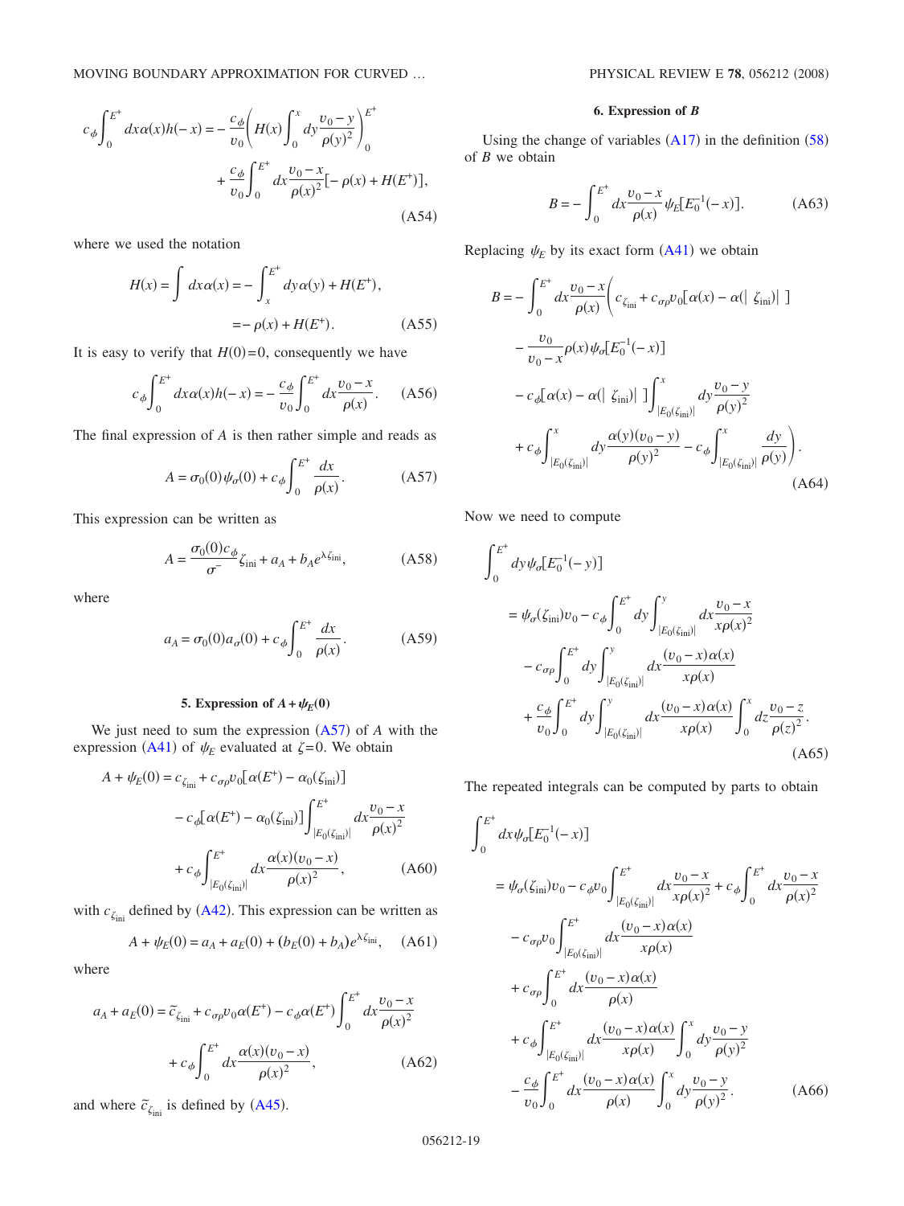$$c_\phi \int_0^{E^+} dx\,\alpha(x) h(-x) = -\frac{c_\phi}{v_0}\left( H(x)\int_0^x dy \frac{v_0 - y}{\rho(y)^2}\right)_0^{E^+} + \frac{c_\phi}{v_0}\int_0^{E^+} dx \frac{v_0 - x}{\rho(x)^2}[-\rho(x) + H(E^+)], \tag{A54}$$

where we used the notation

$$H(x) = \int dx\,\alpha(x) = -\int_x^{E^+} dy\,\alpha(y) + H(E^+), \\ = -\rho(x) + H(E^+). \tag{A55}$$

It is easy to verify that $H(0)=0$, consequently we have

$$c_\phi \int_0^{E^+} dx\,\alpha(x) h(-x) = -\frac{c_\phi}{v_0}\int_0^{E^+} dx \frac{v_0 - x}{\rho(x)}. \tag{A56}$$

The final expression of $A$ is then rather simple and reads as

$$A = \sigma_0(0)\psi_\sigma(0) + c_\phi \int_0^{E^+} \frac{dx}{\rho(x)}. \tag{A57}$$

This expression can be written as

$$A = \frac{\sigma_0(0)c_\phi}{\sigma^-}\zeta_{\text{ini}} + a_A + b_A e^{\lambda \zeta_{\text{ini}}}, \tag{A58}$$

where

$$a_A = \sigma_0(0)a_\sigma(0) + c_\phi \int_0^{E^+} \frac{dx}{\rho(x)}. \tag{A59}$$

### 5. Expression of $A+\psi_E(0)$

We just need to sum the expression (A57) of $A$ with the expression (A41) of $\psi_E$ evaluated at $\zeta=0$. We obtain

$$A + \psi_E(0) = c_{\zeta_{\text{ini}}} + c_{\sigma\rho}v_0[\alpha(E^+) - \alpha_0(\zeta_{\text{ini}})] - c_\phi[\alpha(E^+) - \alpha_0(\zeta_{\text{ini}})]\int_{|E_0(\zeta_{\text{ini}})|}^{E^+} dx \frac{v_0 - x}{\rho(x)^2} + c_\phi \int_{|E_0(\zeta_{\text{ini}})|}^{E^+} dx \frac{\alpha(x)(v_0 - x)}{\rho(x)^2}, \tag{A60}$$

with $c_{\zeta_{\text{ini}}}$ defined by (A42). This expression can be written as

$$A + \psi_E(0) = a_A + a_E(0) + (b_E(0) + b_A)e^{\lambda \zeta_{\text{ini}}}, \tag{A61}$$

where

$$a_A + a_E(0) = \tilde{c}_{\zeta_{\text{ini}}} + c_{\sigma\rho}v_0\alpha(E^+) - c_\phi \alpha(E^+)\int_0^{E^+} dx \frac{v_0 - x}{\rho(x)^2} + c_\phi \int_0^{E^+} dx \frac{\alpha(x)(v_0 - x)}{\rho(x)^2}, \tag{A62}$$

and where $\tilde{c}_{\zeta_{\text{ini}}}$ is defined by (A45).

### 6. Expression of $B$

Using the change of variables (A17) in the definition (58) of $B$ we obtain

$$B = -\int_0^{E^+} dx \frac{v_0 - x}{\rho(x)} \psi_E[E_0^{-1}(-x)]. \tag{A63}$$

Replacing $\psi_E$ by its exact form (A41) we obtain

$$B = -\int_0^{E^+} dx \frac{v_0 - x}{\rho(x)}\Bigg( c_{\zeta_{\text{ini}}} + c_{\sigma\rho}v_0[\alpha(x) - \alpha(|\zeta_{\text{ini}}|)] - \frac{v_0}{v_0 - x}\rho(x)\psi_\sigma[E_0^{-1}(-x)] - c_\phi[\alpha(x) - \alpha(|\zeta_{\text{ini}}|)]\int_{|E_0(\zeta_{\text{ini}})|}^x dy \frac{v_0 - y}{\rho(y)^2} + c_\phi \int_{|E_0(\zeta_{\text{ini}})|}^x dy \frac{\alpha(y)(v_0 - y)}{\rho(y)^2} - c_\phi \int_{|E_0(\zeta_{\text{ini}})|}^x \frac{dy}{\rho(y)}\Bigg). \tag{A64}$$

Now we need to compute

$$\int_0^{E^+} dy\,\psi_\sigma[E_0^{-1}(-y)] = \psi_\sigma(\zeta_{\text{ini}})v_0 - c_\phi \int_0^{E^+} dy \int_{|E_0(\zeta_{\text{ini}})|}^y dx \frac{v_0 - x}{x\rho(x)^2} - c_{\sigma\rho}\int_0^{E^+} dy \int_{|E_0(\zeta_{\text{ini}})|}^y dx \frac{(v_0 - x)\alpha(x)}{x\rho(x)} + \frac{c_\phi}{v_0}\int_0^{E^+} dy \int_{|E_0(\zeta_{\text{ini}})|}^y dx \frac{(v_0 - x)\alpha(x)}{x\rho(x)}\int_0^x dz \frac{v_0 - z}{\rho(z)^2}. \tag{A65}$$

The repeated integrals can be computed by parts to obtain

$$\int_0^{E^+} dx\,\psi_\sigma[E_0^{-1}(-x)] = \psi_\sigma(\zeta_{\text{ini}})v_0 - c_\phi v_0 \int_{|E_0(\zeta_{\text{ini}})|}^{E^+} dx \frac{v_0 - x}{x\rho(x)^2} + c_\phi \int_0^{E^+} dx \frac{v_0 - x}{\rho(x)^2} - c_{\sigma\rho}v_0 \int_{|E_0(\zeta_{\text{ini}})|}^{E^+} dx \frac{(v_0 - x)\alpha(x)}{x\rho(x)} + c_{\sigma\rho}\int_0^{E^+} dx \frac{(v_0 - x)\alpha(x)}{\rho(x)} + c_\phi \int_{|E_0(\zeta_{\text{ini}})|}^{E^+} dx \frac{(v_0 - x)\alpha(x)}{x\rho(x)}\int_0^x dy \frac{v_0 - y}{\rho(y)^2} - \frac{c_\phi}{v_0}\int_0^{E^+} dx \frac{(v_0 - x)\alpha(x)}{\rho(x)}\int_0^x dy \frac{v_0 - y}{\rho(y)^2}. \tag{A66}$$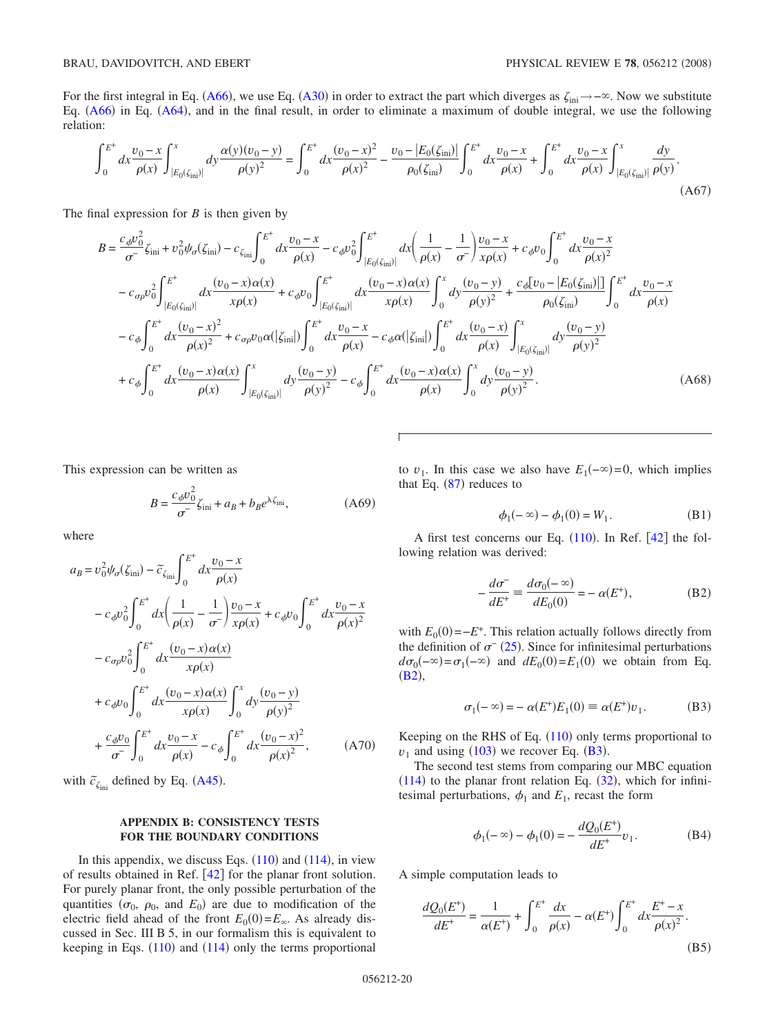For the first integral in Eq. (A66), we use Eq. (A30) in order to extract the part which diverges as $\zeta_{\mathrm{ini}} \to -\infty$. Now we substitute Eq. (A66) in Eq. (A64), and in the final result, in order to eliminate a maximum of double integral, we use the following relation:

$$\int_0^{E^+} dx \frac{v_0 - x}{\rho(x)} \int_{|E_0(\zeta_{\mathrm{ini}})|}^{x} dy \frac{\alpha(y)(v_0 - y)}{\rho(y)^2} = \int_0^{E^+} dx \frac{(v_0 - x)^2}{\rho(x)^2} - \frac{v_0 - |E_0(\zeta_{\mathrm{ini}})|}{\rho_0(\zeta_{\mathrm{ini}})} \int_0^{E^+} dx \frac{v_0 - x}{\rho(x)} + \int_0^{E^+} dx \frac{v_0 - x}{\rho(x)} \int_{|E_0(\zeta_{\mathrm{ini}})|}^{x} \frac{dy}{\rho(y)}. \tag{A67}$$

The final expression for $B$ is then given by

$$\begin{aligned}
B = {} & \frac{c_\phi v_0^2}{\sigma^-}\zeta_{\mathrm{ini}} + v_0^2 \psi_\sigma(\zeta_{\mathrm{ini}}) - c_{\zeta_{\mathrm{ini}}} \int_0^{E^+} dx \frac{v_0 - x}{\rho(x)} - c_\phi v_0^2 \int_{|E_0(\zeta_{\mathrm{ini}})|}^{E^+} dx \left( \frac{1}{\rho(x)} - \frac{1}{\sigma^-} \right) \frac{v_0 - x}{x\rho(x)} + c_\phi v_0 \int_0^{E^+} dx \frac{v_0 - x}{\rho(x)^2} \\
& - c_{\sigma\rho} v_0^2 \int_{|E_0(\zeta_{\mathrm{ini}})|}^{E^+} dx \frac{(v_0 - x)\alpha(x)}{x\rho(x)} + c_\phi v_0 \int_{|E_0(\zeta_{\mathrm{ini}})|}^{E^+} dx \frac{(v_0 - x)\alpha(x)}{x\rho(x)} \int_0^x dy \frac{(v_0 - y)}{\rho(y)^2} + \frac{c_\phi [v_0 - |E_0(\zeta_{\mathrm{ini}})|]}{\rho_0(\zeta_{\mathrm{ini}})} \int_0^{E^+} dx \frac{v_0 - x}{\rho(x)} \\
& - c_\phi \int_0^{E^+} dx \frac{(v_0 - x)^2}{\rho(x)^2} + c_{\sigma\rho} v_0 \alpha(|\zeta_{\mathrm{ini}}|) \int_0^{E^+} dx \frac{v_0 - x}{\rho(x)} - c_\phi \alpha(|\zeta_{\mathrm{ini}}|) \int_0^{E^+} dx \frac{(v_0 - x)}{\rho(x)} \int_{|E_0(\zeta_{\mathrm{ini}})|}^{x} dy \frac{(v_0 - y)}{\rho(y)^2} \\
& + c_\phi \int_0^{E^+} dx \frac{(v_0 - x)\alpha(x)}{\rho(x)} \int_{|E_0(\zeta_{\mathrm{ini}})|}^{x} dy \frac{(v_0 - y)}{\rho(y)^2} - c_\phi \int_0^{E^+} dx \frac{(v_0 - x)\alpha(x)}{\rho(x)} \int_0^x dy \frac{(v_0 - y)}{\rho(y)^2}.
\end{aligned} \tag{A68}$$

This expression can be written as

$$B = \frac{c_\phi v_0^2}{\sigma^-}\zeta_{\mathrm{ini}} + a_B + b_B e^{\lambda \zeta_{\mathrm{ini}}}, \tag{A69}$$

where

$$\begin{aligned}
a_B = {} & v_0^2 \psi_\sigma(\zeta_{\mathrm{ini}}) - \tilde{c}_{\zeta_{\mathrm{ini}}} \int_0^{E^+} dx \frac{v_0 - x}{\rho(x)} \\
& - c_\phi v_0^2 \int_0^{E^+} dx \left( \frac{1}{\rho(x)} - \frac{1}{\sigma^-} \right) \frac{v_0 - x}{x\rho(x)} + c_\phi v_0 \int_0^{E^+} dx \frac{v_0 - x}{\rho(x)^2} \\
& - c_{\sigma\rho} v_0^2 \int_0^{E^+} dx \frac{(v_0 - x)\alpha(x)}{x\rho(x)} \\
& + c_\phi v_0 \int_0^{E^+} dx \frac{(v_0 - x)\alpha(x)}{x\rho(x)} \int_0^x dy \frac{(v_0 - y)}{\rho(y)^2} \\
& + \frac{c_\phi v_0}{\sigma^-} \int_0^{E^+} dx \frac{v_0 - x}{\rho(x)} - c_\phi \int_0^{E^+} dx \frac{(v_0 - x)^2}{\rho(x)^2},
\end{aligned} \tag{A70}$$

with $\tilde{c}_{\zeta_{\mathrm{ini}}}$ defined by Eq. (A45).

## APPENDIX B: CONSISTENCY TESTS FOR THE BOUNDARY CONDITIONS

In this appendix, we discuss Eqs. (110) and (114), in view of results obtained in Ref. [42] for the planar front solution. For purely planar front, the only possible perturbation of the quantities ($\sigma_0$, $\rho_0$, and $E_0$) are due to modification of the electric field ahead of the front $E_0(0) = E_\infty$. As already discussed in Sec. III B 5, in our formalism this is equivalent to keeping in Eqs. (110) and (114) only the terms proportional to $v_1$. In this case we also have $E_1(-\infty) = 0$, which implies that Eq. (87) reduces to

$$\phi_1(-\infty) - \phi_1(0) = W_1. \tag{B1}$$

A first test concerns our Eq. (110). In Ref. [42] the following relation was derived:

$$-\frac{d\sigma^-}{dE^+} \equiv \frac{d\sigma_0(-\infty)}{dE_0(0)} = -\alpha(E^+), \tag{B2}$$

with $E_0(0) = -E^+$. This relation actually follows directly from the definition of $\sigma^-$ (25). Since for infinitesimal perturbations $d\sigma_0(-\infty) = \sigma_1(-\infty)$ and $dE_0(0) = E_1(0)$ we obtain from Eq. (B2),

$$\sigma_1(-\infty) = -\alpha(E^+) E_1(0) \equiv \alpha(E^+) v_1. \tag{B3}$$

Keeping on the RHS of Eq. (110) only terms proportional to $v_1$ and using (103) we recover Eq. (B3).

The second test stems from comparing our MBC equation (114) to the planar front relation Eq. (32), which for infinitesimal perturbations, $\phi_1$ and $E_1$, recast the form

$$\phi_1(-\infty) - \phi_1(0) = -\frac{dQ_0(E^+)}{dE^+} v_1. \tag{B4}$$

A simple computation leads to

$$\frac{dQ_0(E^+)}{dE^+} = \frac{1}{\alpha(E^+)} + \int_0^{E^+} \frac{dx}{\rho(x)} - \alpha(E^+) \int_0^{E^+} dx \frac{E^+ - x}{\rho(x)^2}. \tag{B5}$$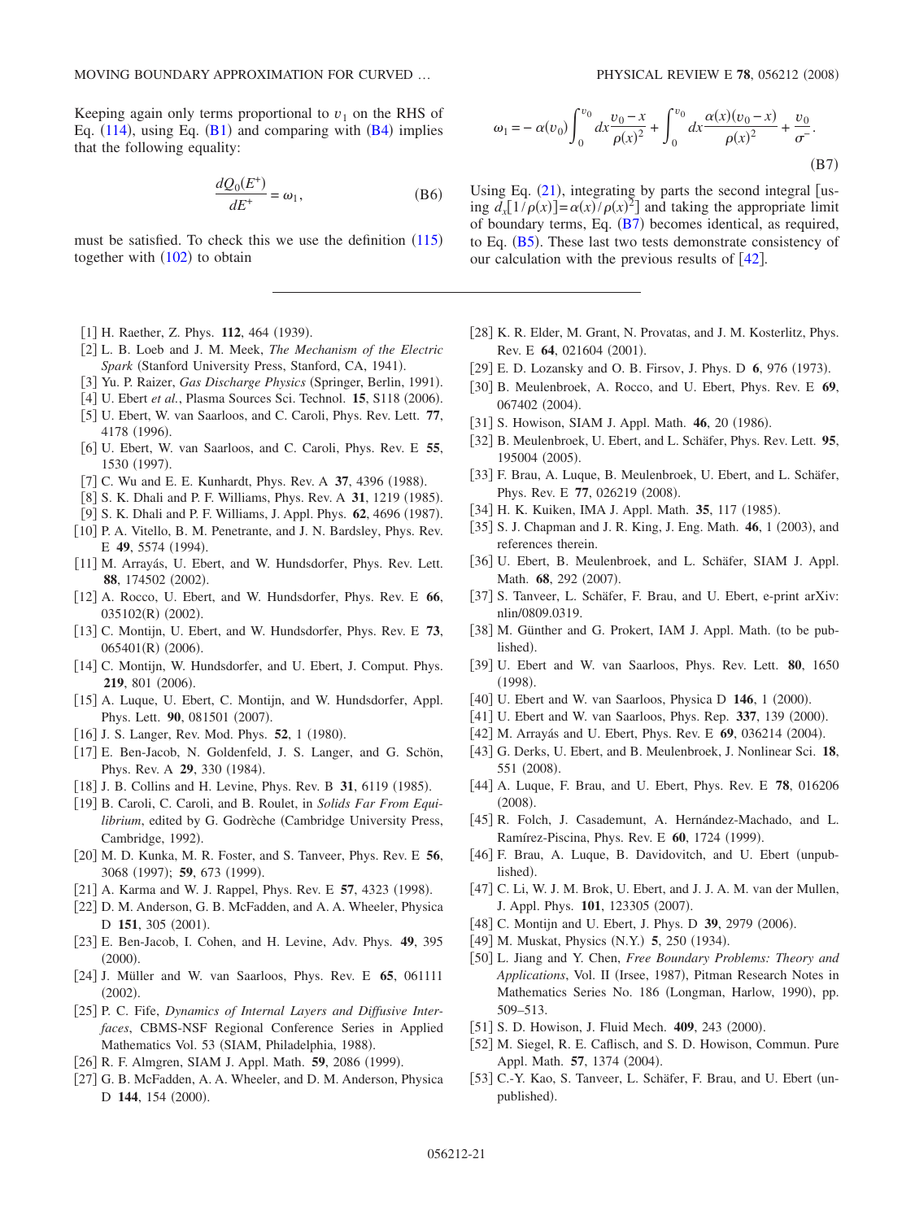Keeping again only terms proportional to $v_1$ on the RHS of Eq. (114), using Eq. (B1) and comparing with (B4) implies that the following equality:

$$\frac{dQ_0(E^+)}{dE^+} = \omega_1, \tag{B6}$$

must be satisfied. To check this we use the definition (115) together with (102) to obtain

$$\omega_1 = -\alpha(v_0)\int_0^{v_0} dx \frac{v_0 - x}{\rho(x)^2} + \int_0^{v_0} dx \frac{\alpha(x)(v_0 - x)}{\rho(x)^2} + \frac{v_0}{\sigma^-}. \tag{B7}$$

Using Eq. (21), integrating by parts the second integral [using $d_x[1/\rho(x)] = \alpha(x)/\rho(x)^2$] and taking the appropriate limit of boundary terms, Eq. (B7) becomes identical, as required, to Eq. (B5). These last two tests demonstrate consistency of our calculation with the previous results of [42].

---

[1] H. Raether, Z. Phys. **112**, 464 (1939).
[2] L. B. Loeb and J. M. Meek, *The Mechanism of the Electric Spark* (Stanford University Press, Stanford, CA, 1941).
[3] Yu. P. Raizer, *Gas Discharge Physics* (Springer, Berlin, 1991).
[4] U. Ebert *et al.*, Plasma Sources Sci. Technol. **15**, S118 (2006).
[5] U. Ebert, W. van Saarloos, and C. Caroli, Phys. Rev. Lett. **77**, 4178 (1996).
[6] U. Ebert, W. van Saarloos, and C. Caroli, Phys. Rev. E **55**, 1530 (1997).
[7] C. Wu and E. E. Kunhardt, Phys. Rev. A **37**, 4396 (1988).
[8] S. K. Dhali and P. F. Williams, Phys. Rev. A **31**, 1219 (1985).
[9] S. K. Dhali and P. F. Williams, J. Appl. Phys. **62**, 4696 (1987).
[10] P. A. Vitello, B. M. Penetrante, and J. N. Bardsley, Phys. Rev. E **49**, 5574 (1994).
[11] M. Arrayás, U. Ebert, and W. Hundsdorfer, Phys. Rev. Lett. **88**, 174502 (2002).
[12] A. Rocco, U. Ebert, and W. Hundsdorfer, Phys. Rev. E **66**, 035102(R) (2002).
[13] C. Montijn, U. Ebert, and W. Hundsdorfer, Phys. Rev. E **73**, 065401(R) (2006).
[14] C. Montijn, W. Hundsdorfer, and U. Ebert, J. Comput. Phys. **219**, 801 (2006).
[15] A. Luque, U. Ebert, C. Montijn, and W. Hundsdorfer, Appl. Phys. Lett. **90**, 081501 (2007).
[16] J. S. Langer, Rev. Mod. Phys. **52**, 1 (1980).
[17] E. Ben-Jacob, N. Goldenfeld, J. S. Langer, and G. Schön, Phys. Rev. A **29**, 330 (1984).
[18] J. B. Collins and H. Levine, Phys. Rev. B **31**, 6119 (1985).
[19] B. Caroli, C. Caroli, and B. Roulet, in *Solids Far From Equilibrium*, edited by G. Godrèche (Cambridge University Press, Cambridge, 1992).
[20] M. D. Kunka, M. R. Foster, and S. Tanveer, Phys. Rev. E **56**, 3068 (1997); **59**, 673 (1999).
[21] A. Karma and W. J. Rappel, Phys. Rev. E **57**, 4323 (1998).
[22] D. M. Anderson, G. B. McFadden, and A. A. Wheeler, Physica D **151**, 305 (2001).
[23] E. Ben-Jacob, I. Cohen, and H. Levine, Adv. Phys. **49**, 395 (2000).
[24] J. Müller and W. van Saarloos, Phys. Rev. E **65**, 061111 (2002).
[25] P. C. Fife, *Dynamics of Internal Layers and Diffusive Interfaces*, CBMS-NSF Regional Conference Series in Applied Mathematics Vol. 53 (SIAM, Philadelphia, 1988).
[26] R. F. Almgren, SIAM J. Appl. Math. **59**, 2086 (1999).
[27] G. B. McFadden, A. A. Wheeler, and D. M. Anderson, Physica D **144**, 154 (2000).
[28] K. R. Elder, M. Grant, N. Provatas, and J. M. Kosterlitz, Phys. Rev. E **64**, 021604 (2001).
[29] E. D. Lozansky and O. B. Firsov, J. Phys. D **6**, 976 (1973).
[30] B. Meulenbroek, A. Rocco, and U. Ebert, Phys. Rev. E **69**, 067402 (2004).
[31] S. Howison, SIAM J. Appl. Math. **46**, 20 (1986).
[32] B. Meulenbroek, U. Ebert, and L. Schäfer, Phys. Rev. Lett. **95**, 195004 (2005).
[33] F. Brau, A. Luque, B. Meulenbroek, U. Ebert, and L. Schäfer, Phys. Rev. E **77**, 026219 (2008).
[34] H. K. Kuiken, IMA J. Appl. Math. **35**, 117 (1985).
[35] S. J. Chapman and J. R. King, J. Eng. Math. **46**, 1 (2003), and references therein.
[36] U. Ebert, B. Meulenbroek, and L. Schäfer, SIAM J. Appl. Math. **68**, 292 (2007).
[37] S. Tanveer, L. Schäfer, F. Brau, and U. Ebert, e-print arXiv: nlin/0809.0319.
[38] M. Günther and G. Prokert, IAM J. Appl. Math. (to be published).
[39] U. Ebert and W. van Saarloos, Phys. Rev. Lett. **80**, 1650 (1998).
[40] U. Ebert and W. van Saarloos, Physica D **146**, 1 (2000).
[41] U. Ebert and W. van Saarloos, Phys. Rep. **337**, 139 (2000).
[42] M. Arrayás and U. Ebert, Phys. Rev. E **69**, 036214 (2004).
[43] G. Derks, U. Ebert, and B. Meulenbroek, J. Nonlinear Sci. **18**, 551 (2008).
[44] A. Luque, F. Brau, and U. Ebert, Phys. Rev. E **78**, 016206 (2008).
[45] R. Folch, J. Casademunt, A. Hernández-Machado, and L. Ramírez-Piscina, Phys. Rev. E **60**, 1724 (1999).
[46] F. Brau, A. Luque, B. Davidovitch, and U. Ebert (unpublished).
[47] C. Li, W. J. M. Brok, U. Ebert, and J. J. A. M. van der Mullen, J. Appl. Phys. **101**, 123305 (2007).
[48] C. Montijn and U. Ebert, J. Phys. D **39**, 2979 (2006).
[49] M. Muskat, Physics (N.Y.) **5**, 250 (1934).
[50] L. Jiang and Y. Chen, *Free Boundary Problems: Theory and Applications*, Vol. II (Irsee, 1987), Pitman Research Notes in Mathematics Series No. 186 (Longman, Harlow, 1990), pp. 509–513.
[51] S. D. Howison, J. Fluid Mech. **409**, 243 (2000).
[52] M. Siegel, R. E. Caflisch, and S. D. Howison, Commun. Pure Appl. Math. **57**, 1374 (2004).
[53] C.-Y. Kao, S. Tanveer, L. Schäfer, F. Brau, and U. Ebert (unpublished).